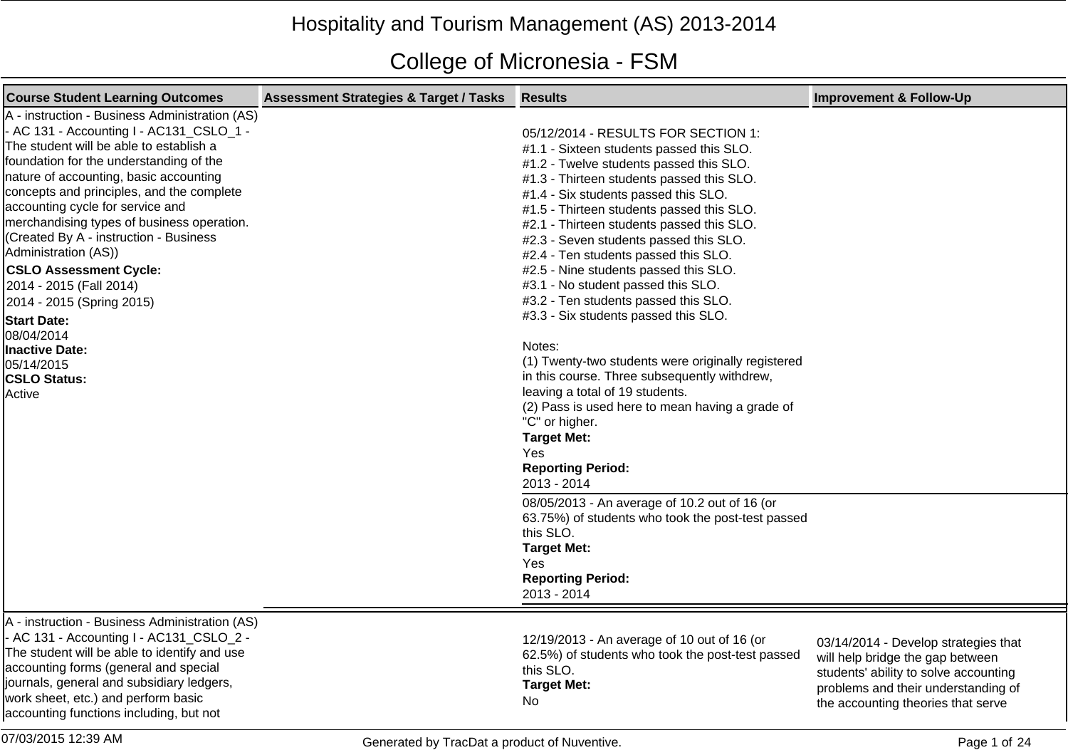# Hospitality and Tourism Management (AS) 2013-2014

## College of Micronesia - FSM

| Course Student Learning Outcomes | Assessment Strategies & Target / Tasks | Results | Improvement & Follow-Up |
|---|---|---|---|
| A - instruction - Business Administration (AS) - AC 131 - Accounting I - AC131_CSLO_1 - The student will be able to establish a foundation for the understanding of the nature of accounting, basic accounting concepts and principles, and the complete accounting cycle for service and merchandising types of business operation. (Created By A - instruction - Business Administration (AS))<br>**CSLO Assessment Cycle:**<br>2014 - 2015 (Fall 2014)<br>2014 - 2015 (Spring 2015)<br>**Start Date:**<br>08/04/2014<br>**Inactive Date:**<br>05/14/2015<br>**CSLO Status:**<br>Active | | 05/12/2014 - RESULTS FOR SECTION 1:<br>#1.1 - Sixteen students passed this SLO.<br>#1.2 - Twelve students passed this SLO.<br>#1.3 - Thirteen students passed this SLO.<br>#1.4 - Six students passed this SLO.<br>#1.5 - Thirteen students passed this SLO.<br>#2.1 - Thirteen students passed this SLO.<br>#2.3 - Seven students passed this SLO.<br>#2.4 - Ten students passed this SLO.<br>#2.5 - Nine students passed this SLO.<br>#3.1 - No student passed this SLO.<br>#3.2 - Ten students passed this SLO.<br>#3.3 - Six students passed this SLO.<br><br>Notes:<br>(1) Twenty-two students were originally registered in this course. Three subsequently withdrew, leaving a total of 19 students.<br>(2) Pass is used here to mean having a grade of "C" or higher.<br>**Target Met:**<br>Yes<br>**Reporting Period:**<br>2013 - 2014 | |
| | | 08/05/2013 - An average of 10.2 out of 16 (or 63.75%) of students who took the post-test passed this SLO.<br>**Target Met:**<br>Yes<br>**Reporting Period:**<br>2013 - 2014 | |
| A - instruction - Business Administration (AS) - AC 131 - Accounting I - AC131_CSLO_2 - The student will be able to identify and use accounting forms (general and special journals, general and subsidiary ledgers, work sheet, etc.) and perform basic accounting functions including, but not | | 12/19/2013 - An average of 10 out of 16 (or 62.5%) of students who took the post-test passed this SLO.<br>**Target Met:**<br>No | 03/14/2014 - Develop strategies that will help bridge the gap between students' ability to solve accounting problems and their understanding of the accounting theories that serve |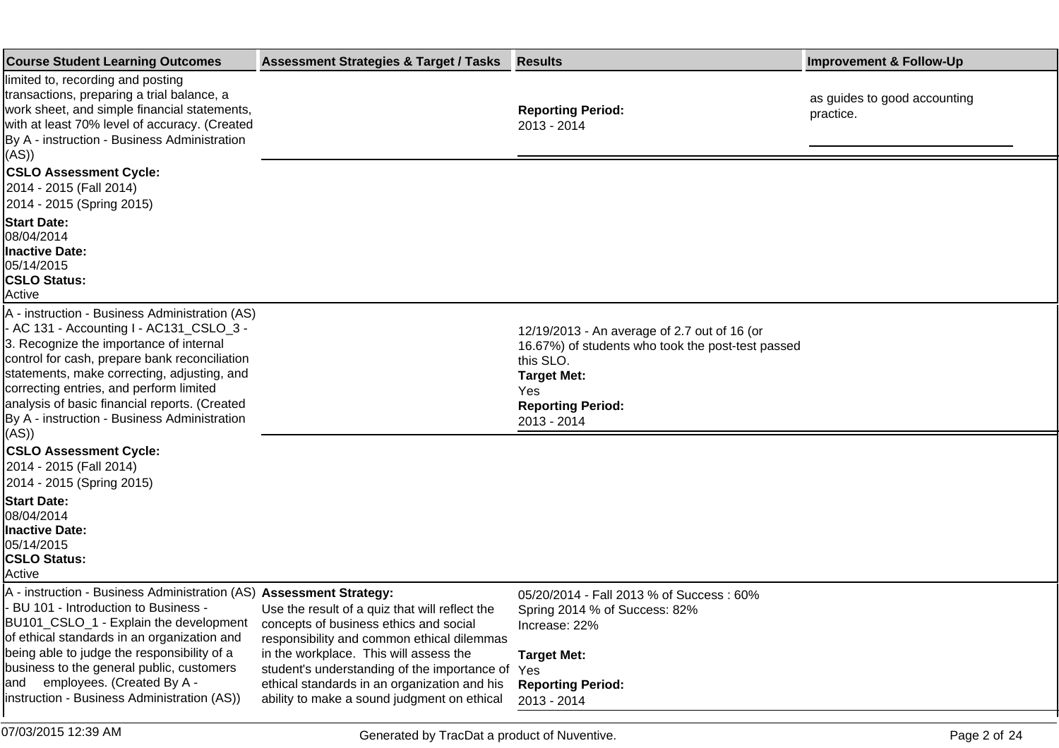| Course Student Learning Outcomes | Assessment Strategies & Target / Tasks | Results | Improvement & Follow-Up |
| --- | --- | --- | --- |
| limited to, recording and posting transactions, preparing a trial balance, a work sheet, and simple financial statements, with at least 70% level of accuracy. (Created By A - instruction - Business Administration (AS)) | | **Reporting Period:** 2013 - 2014 | as guides to good accounting practice. |
| **CSLO Assessment Cycle:** 2014 - 2015 (Fall 2014) 2014 - 2015 (Spring 2015) **Start Date:** 08/04/2014 **Inactive Date:** 05/14/2015 **CSLO Status:** Active | | | |
| A - instruction - Business Administration (AS) - AC 131 - Accounting I - AC131_CSLO_3 - 3. Recognize the importance of internal control for cash, prepare bank reconciliation statements, make correcting, adjusting, and correcting entries, and perform limited analysis of basic financial reports. (Created By A - instruction - Business Administration (AS)) | | 12/19/2013 - An average of 2.7 out of 16 (or 16.67%) of students who took the post-test passed this SLO. **Target Met:** Yes **Reporting Period:** 2013 - 2014 | |
| **CSLO Assessment Cycle:** 2014 - 2015 (Fall 2014) 2014 - 2015 (Spring 2015) **Start Date:** 08/04/2014 **Inactive Date:** 05/14/2015 **CSLO Status:** Active | | | |
| A - instruction - Business Administration (AS) - BU 101 - Introduction to Business - BU101_CSLO_1 - Explain the development of ethical standards in an organization and being able to judge the responsibility of a business to the general public, customers and employees. (Created By A - instruction - Business Administration (AS)) | **Assessment Strategy:** Use the result of a quiz that will reflect the concepts of business ethics and social responsibility and common ethical dilemmas in the workplace. This will assess the student's understanding of the importance of ethical standards in an organization and his ability to make a sound judgment on ethical | 05/20/2014 - Fall 2013 % of Success : 60% Spring 2014 % of Success: 82% Increase: 22% **Target Met:** Yes **Reporting Period:** 2013 - 2014 | |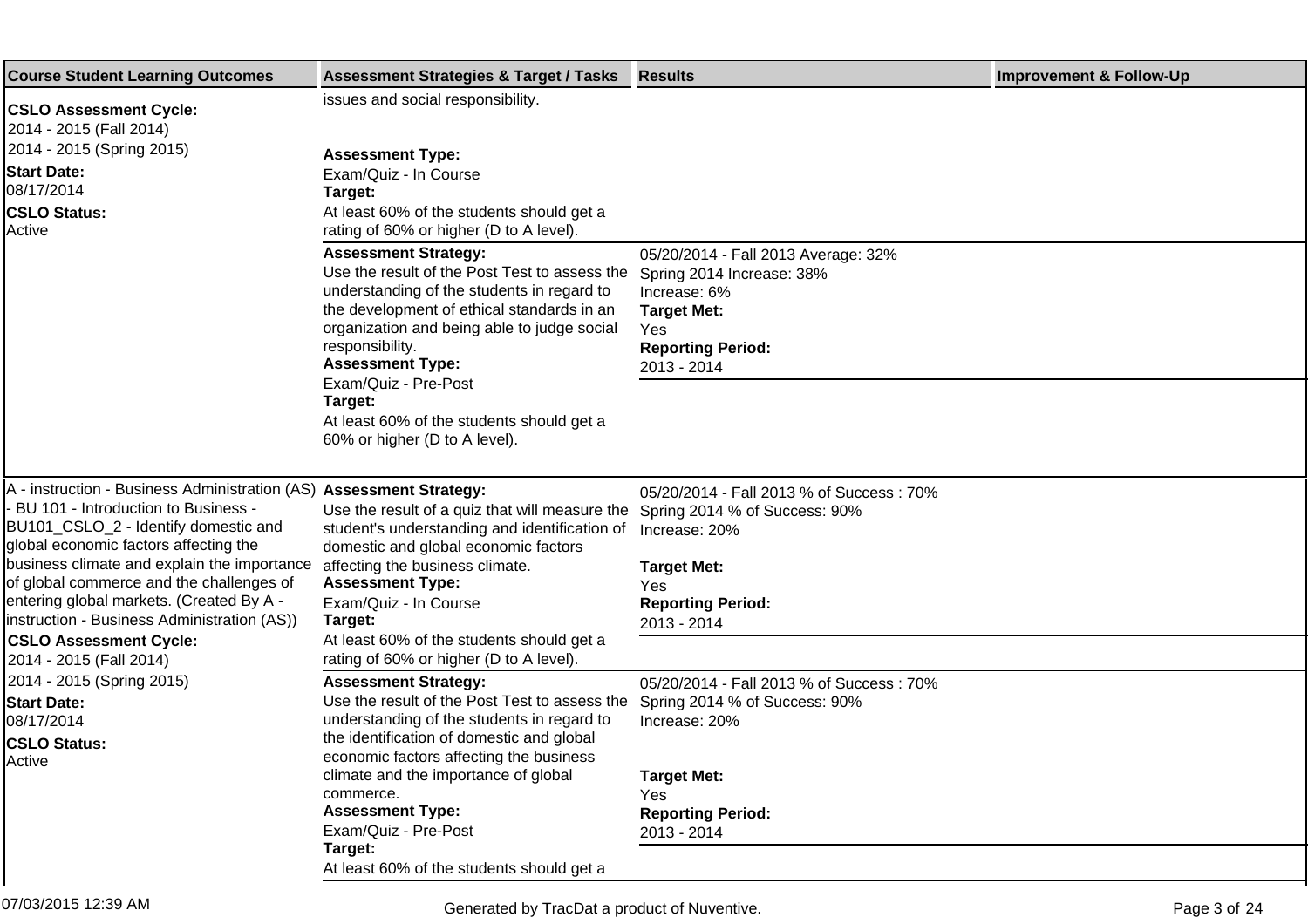| Course Student Learning Outcomes | Assessment Strategies & Target / Tasks | Results | Improvement & Follow-Up |
| --- | --- | --- | --- |
| **CSLO Assessment Cycle:**<br>2014 - 2015 (Fall 2014)<br>2014 - 2015 (Spring 2015)<br>**Start Date:**<br>08/17/2014<br>**CSLO Status:**<br>Active | issues and social responsibility.<br><br>**Assessment Type:**<br>Exam/Quiz - In Course<br>**Target:**<br>At least 60% of the students should get a rating of 60% or higher (D to A level). | | |
| | **Assessment Strategy:**<br>Use the result of the Post Test to assess the understanding of the students in regard to the development of ethical standards in an organization and being able to judge social responsibility.<br>**Assessment Type:**<br>Exam/Quiz - Pre-Post<br>**Target:**<br>At least 60% of the students should get a 60% or higher (D to A level). | 05/20/2014 - Fall 2013 Average: 32%<br>Spring 2014 Increase: 38%<br>Increase: 6%<br>**Target Met:**<br>Yes<br>**Reporting Period:**<br>2013 - 2014 | |
| A - instruction - Business Administration (AS) - BU 101 - Introduction to Business - BU101_CSLO_2 - Identify domestic and global economic factors affecting the business climate and explain the importance of global commerce and the challenges of entering global markets. (Created By A - instruction - Business Administration (AS))<br>**CSLO Assessment Cycle:**<br>2014 - 2015 (Fall 2014)<br>2014 - 2015 (Spring 2015)<br>**Start Date:**<br>08/17/2014<br>**CSLO Status:**<br>Active | **Assessment Strategy:**<br>Use the result of a quiz that will measure the student's understanding and identification of domestic and global economic factors affecting the business climate.<br>**Assessment Type:**<br>Exam/Quiz - In Course<br>**Target:**<br>At least 60% of the students should get a rating of 60% or higher (D to A level). | 05/20/2014 - Fall 2013 % of Success : 70%<br>Spring 2014 % of Success: 90%<br>Increase: 20%<br><br>**Target Met:**<br>Yes<br>**Reporting Period:**<br>2013 - 2014 | |
| | **Assessment Strategy:**<br>Use the result of the Post Test to assess the understanding of the students in regard to the identification of domestic and global economic factors affecting the business climate and the importance of global commerce.<br>**Assessment Type:**<br>Exam/Quiz - Pre-Post<br>**Target:**<br>At least 60% of the students should get a | 05/20/2014 - Fall 2013 % of Success : 70%<br>Spring 2014 % of Success: 90%<br>Increase: 20%<br><br>**Target Met:**<br>Yes<br>**Reporting Period:**<br>2013 - 2014 | |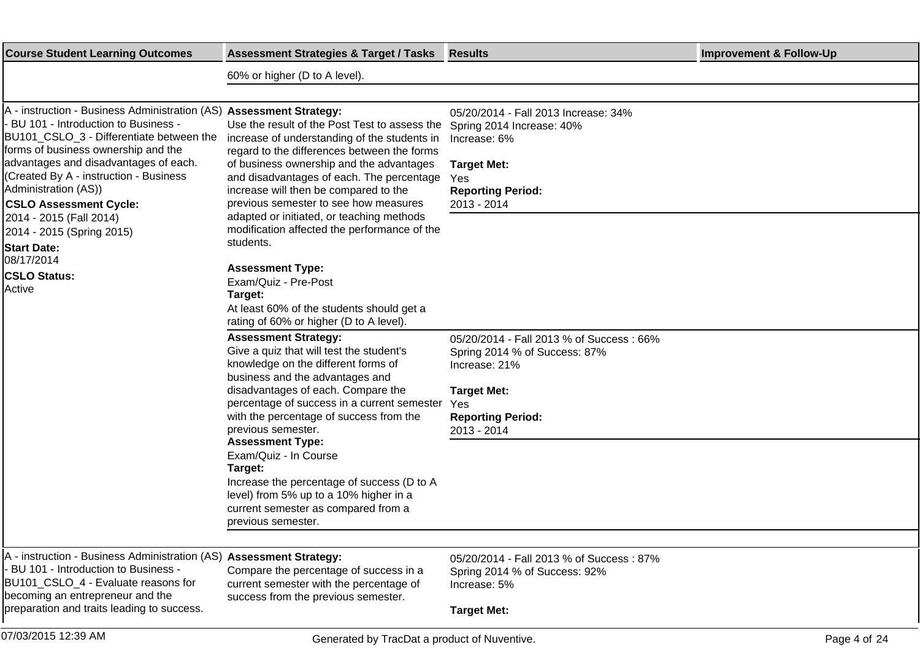| Course Student Learning Outcomes | Assessment Strategies & Target / Tasks | Results | Improvement & Follow-Up |
| --- | --- | --- | --- |
| | 60% or higher (D to A level). | | |
| A - instruction - Business Administration (AS) - BU 101 - Introduction to Business - BU101_CSLO_3 - Differentiate between the forms of business ownership and the advantages and disadvantages of each. (Created By A - instruction - Business Administration (AS))<br>**CSLO Assessment Cycle:**<br>2014 - 2015 (Fall 2014)<br>2014 - 2015 (Spring 2015)<br>**Start Date:**<br>08/17/2014<br>**CSLO Status:**<br>Active | **Assessment Strategy:**<br>Use the result of the Post Test to assess the increase of understanding of the students in regard to the differences between the forms of business ownership and the advantages and disadvantages of each. The percentage increase will then be compared to the previous semester to see how measures adapted or initiated, or teaching methods modification affected the performance of the students.<br><br>**Assessment Type:**<br>Exam/Quiz - Pre-Post<br>**Target:**<br>At least 60% of the students should get a rating of 60% or higher (D to A level). | 05/20/2014 - Fall 2013 Increase: 34%<br>Spring 2014 Increase: 40%<br>Increase: 6%<br><br>**Target Met:**<br>Yes<br>**Reporting Period:**<br>2013 - 2014 | |
| | **Assessment Strategy:**<br>Give a quiz that will test the student's knowledge on the different forms of business and the advantages and disadvantages of each. Compare the percentage of success in a current semester with the percentage of success from the previous semester.<br>**Assessment Type:**<br>Exam/Quiz - In Course<br>**Target:**<br>Increase the percentage of success (D to A level) from 5% up to a 10% higher in a current semester as compared from a previous semester. | 05/20/2014 - Fall 2013 % of Success : 66%<br>Spring 2014 % of Success: 87%<br>Increase: 21%<br><br>**Target Met:**<br>Yes<br>**Reporting Period:**<br>2013 - 2014 | |
| A - instruction - Business Administration (AS) - BU 101 - Introduction to Business - BU101_CSLO_4 - Evaluate reasons for becoming an entrepreneur and the preparation and traits leading to success. | **Assessment Strategy:**<br>Compare the percentage of success in a current semester with the percentage of success from the previous semester. | 05/20/2014 - Fall 2013 % of Success : 87%<br>Spring 2014 % of Success: 92%<br>Increase: 5%<br><br>**Target Met:** | |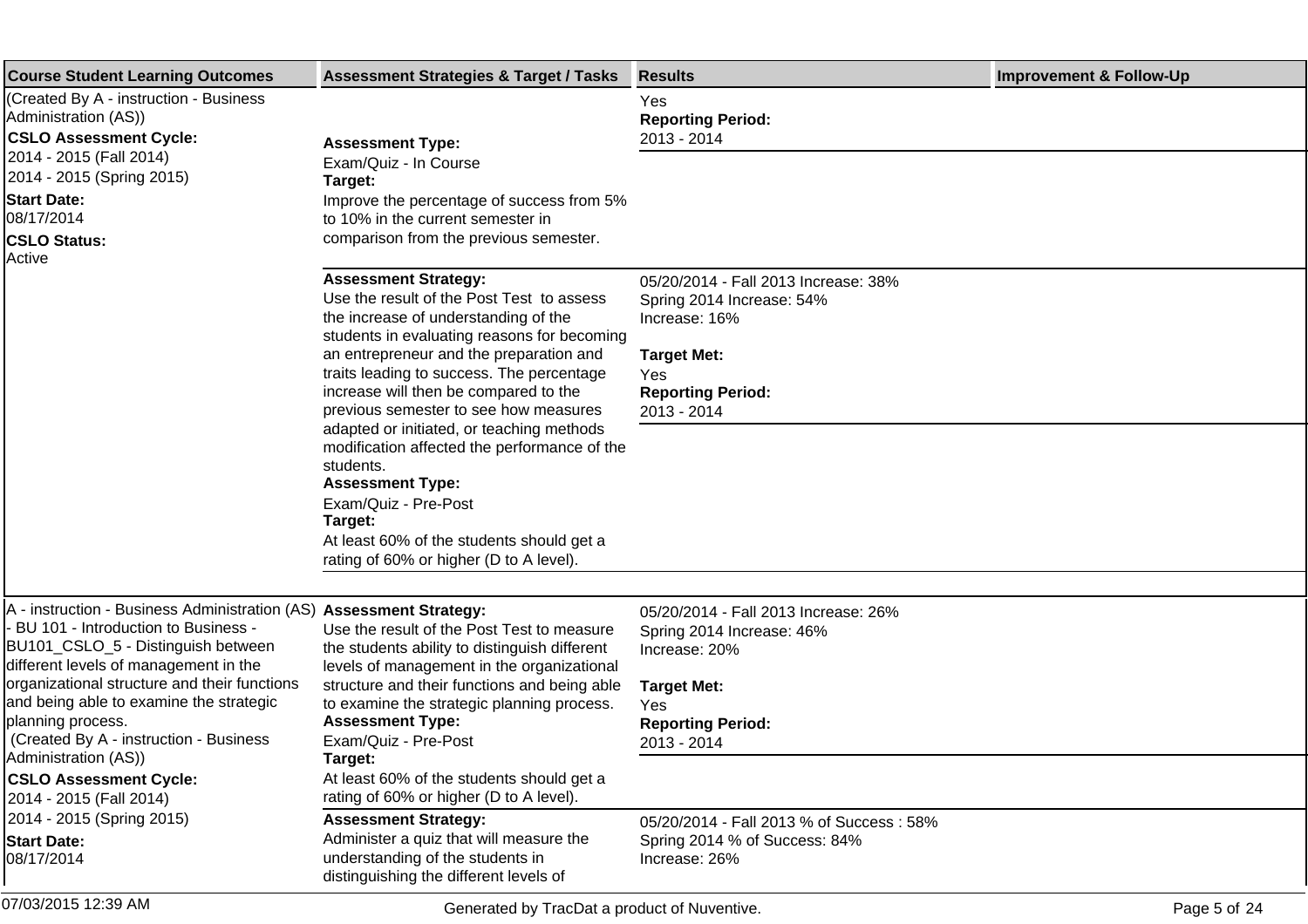| Course Student Learning Outcomes | Assessment Strategies & Target / Tasks | Results | Improvement & Follow-Up |
|---|---|---|---|
| (Created By A - instruction - Business Administration (AS)) **CSLO Assessment Cycle:** 2014 - 2015 (Fall 2014) 2014 - 2015 (Spring 2015) **Start Date:** 08/17/2014 **CSLO Status:** Active | **Assessment Type:** Exam/Quiz - In Course **Target:** Improve the percentage of success from 5% to 10% in the current semester in comparison from the previous semester. | Yes **Reporting Period:** 2013 - 2014 | |
| | **Assessment Strategy:** Use the result of the Post Test to assess the increase of understanding of the students in evaluating reasons for becoming an entrepreneur and the preparation and traits leading to success. The percentage increase will then be compared to the previous semester to see how measures adapted or initiated, or teaching methods modification affected the performance of the students. **Assessment Type:** Exam/Quiz - Pre-Post **Target:** At least 60% of the students should get a rating of 60% or higher (D to A level). | 05/20/2014 - Fall 2013 Increase: 38% Spring 2014 Increase: 54% Increase: 16% **Target Met:** Yes **Reporting Period:** 2013 - 2014 | |
| A - instruction - Business Administration (AS) - BU 101 - Introduction to Business - BU101_CSLO_5 - Distinguish between different levels of management in the organizational structure and their functions and being able to examine the strategic planning process. (Created By A - instruction - Business Administration (AS)) **CSLO Assessment Cycle:** 2014 - 2015 (Fall 2014) 2014 - 2015 (Spring 2015) **Start Date:** 08/17/2014 | **Assessment Strategy:** Use the result of the Post Test to measure the students ability to distinguish different levels of management in the organizational structure and their functions and being able to examine the strategic planning process. **Assessment Type:** Exam/Quiz - Pre-Post **Target:** At least 60% of the students should get a rating of 60% or higher (D to A level). | 05/20/2014 - Fall 2013 Increase: 26% Spring 2014 Increase: 46% Increase: 20% **Target Met:** Yes **Reporting Period:** 2013 - 2014 | |
| | **Assessment Strategy:** Administer a quiz that will measure the understanding of the students in distinguishing the different levels of | 05/20/2014 - Fall 2013 % of Success : 58% Spring 2014 % of Success: 84% Increase: 26% | |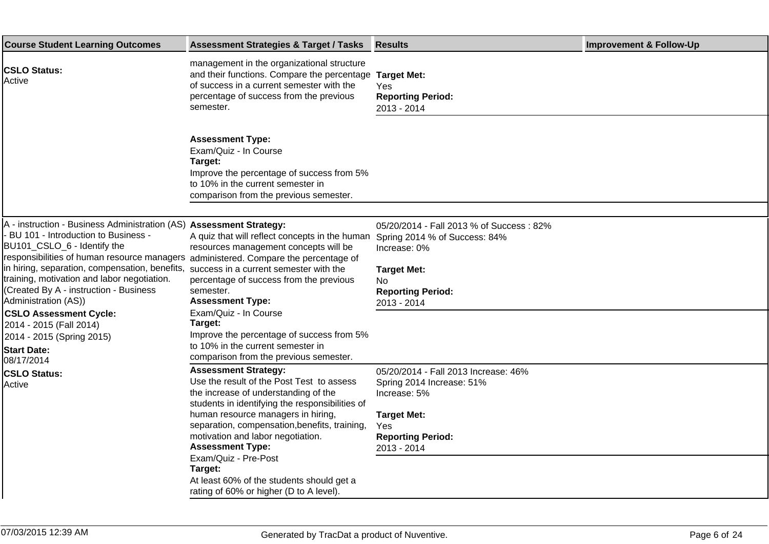| Course Student Learning Outcomes | Assessment Strategies & Target / Tasks | Results | Improvement & Follow-Up |
| --- | --- | --- | --- |
| **CSLO Status:** Active | management in the organizational structure and their functions. Compare the percentage of success in a current semester with the percentage of success from the previous semester. **Assessment Type:** Exam/Quiz - In Course **Target:** Improve the percentage of success from 5% to 10% in the current semester in comparison from the previous semester. | **Target Met:** Yes **Reporting Period:** 2013 - 2014 | |
| A - instruction - Business Administration (AS) - BU 101 - Introduction to Business - BU101_CSLO_6 - Identify the responsibilities of human resource managers in hiring, separation, compensation, benefits, training, motivation and labor negotiation. (Created By A - instruction - Business Administration (AS)) **CSLO Assessment Cycle:** 2014 - 2015 (Fall 2014) 2014 - 2015 (Spring 2015) **Start Date:** 08/17/2014 **CSLO Status:** Active | **Assessment Strategy:** A quiz that will reflect concepts in the human resources management concepts will be administered. Compare the percentage of success in a current semester with the percentage of success from the previous semester. **Assessment Type:** Exam/Quiz - In Course **Target:** Improve the percentage of success from 5% to 10% in the current semester in comparison from the previous semester. | 05/20/2014 - Fall 2013 % of Success : 82% Spring 2014 % of Success: 84% Increase: 0% **Target Met:** No **Reporting Period:** 2013 - 2014 | |
| | **Assessment Strategy:** Use the result of the Post Test to assess the increase of understanding of the students in identifying the responsibilities of human resource managers in hiring, separation, compensation,benefits, training, motivation and labor negotiation. **Assessment Type:** Exam/Quiz - Pre-Post **Target:** At least 60% of the students should get a rating of 60% or higher (D to A level). | 05/20/2014 - Fall 2013 Increase: 46% Spring 2014 Increase: 51% Increase: 5% **Target Met:** Yes **Reporting Period:** 2013 - 2014 | |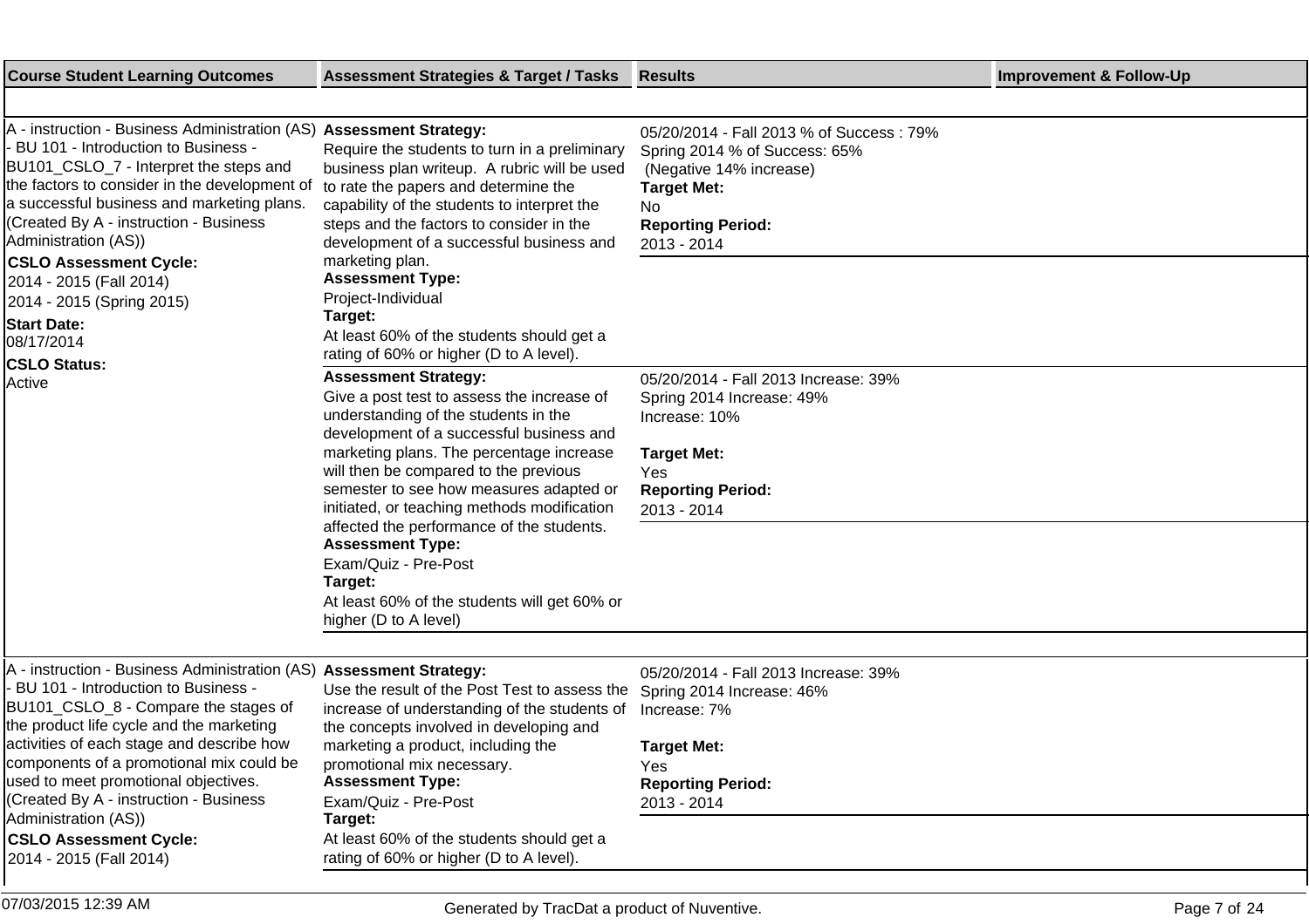| Course Student Learning Outcomes | Assessment Strategies & Target / Tasks | Results | Improvement & Follow-Up |
|---|---|---|---|
| A - instruction - Business Administration (AS) - BU 101 - Introduction to Business - BU101_CSLO_7 - Interpret the steps and the factors to consider in the development of a successful business and marketing plans. (Created By A - instruction - Business Administration (AS))<br>**CSLO Assessment Cycle:**<br>2014 - 2015 (Fall 2014)<br>2014 - 2015 (Spring 2015)<br>**Start Date:**<br>08/17/2014<br>**CSLO Status:**<br>Active | **Assessment Strategy:**<br>Require the students to turn in a preliminary business plan writeup. A rubric will be used to rate the papers and determine the capability of the students to interpret the steps and the factors to consider in the development of a successful business and marketing plan.<br>**Assessment Type:**<br>Project-Individual<br>**Target:**<br>At least 60% of the students should get a rating of 60% or higher (D to A level). | 05/20/2014 - Fall 2013 % of Success : 79%<br>Spring 2014 % of Success: 65%<br>(Negative 14% increase)<br>**Target Met:**<br>No<br>**Reporting Period:**<br>2013 - 2014 | |
| | **Assessment Strategy:**<br>Give a post test to assess the increase of understanding of the students in the development of a successful business and marketing plans. The percentage increase will then be compared to the previous semester to see how measures adapted or initiated, or teaching methods modification affected the performance of the students.<br>**Assessment Type:**<br>Exam/Quiz - Pre-Post<br>**Target:**<br>At least 60% of the students will get 60% or higher (D to A level) | 05/20/2014 - Fall 2013 Increase: 39%<br>Spring 2014 Increase: 49%<br>Increase: 10%<br><br>**Target Met:**<br>Yes<br>**Reporting Period:**<br>2013 - 2014 | |
| A - instruction - Business Administration (AS) - BU 101 - Introduction to Business - BU101_CSLO_8 - Compare the stages of the product life cycle and the marketing activities of each stage and describe how components of a promotional mix could be used to meet promotional objectives. (Created By A - instruction - Business Administration (AS))<br>**CSLO Assessment Cycle:**<br>2014 - 2015 (Fall 2014) | **Assessment Strategy:**<br>Use the result of the Post Test to assess the increase of understanding of the students of the concepts involved in developing and marketing a product, including the promotional mix necessary.<br>**Assessment Type:**<br>Exam/Quiz - Pre-Post<br>**Target:**<br>At least 60% of the students should get a rating of 60% or higher (D to A level). | 05/20/2014 - Fall 2013 Increase: 39%<br>Spring 2014 Increase: 46%<br>Increase: 7%<br><br>**Target Met:**<br>Yes<br>**Reporting Period:**<br>2013 - 2014 | |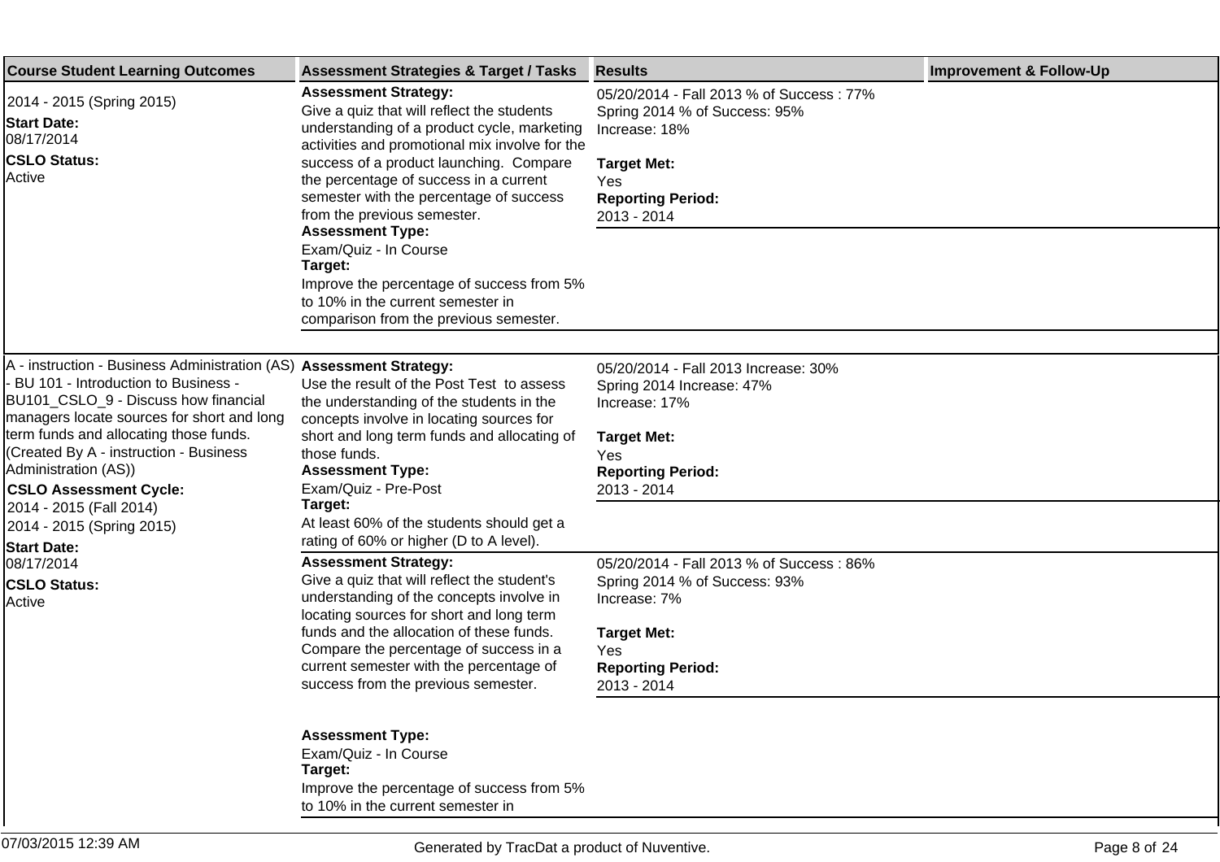| Course Student Learning Outcomes | Assessment Strategies & Target / Tasks | Results | Improvement & Follow-Up |
|---|---|---|---|
| 2014 - 2015 (Spring 2015)<br>**Start Date:**<br>08/17/2014<br>**CSLO Status:**<br>Active | **Assessment Strategy:**<br>Give a quiz that will reflect the students understanding of a product cycle, marketing activities and promotional mix involve for the success of a product launching. Compare the percentage of success in a current semester with the percentage of success from the previous semester.<br>**Assessment Type:**<br>Exam/Quiz - In Course<br>**Target:**<br>Improve the percentage of success from 5% to 10% in the current semester in comparison from the previous semester. | 05/20/2014 - Fall 2013 % of Success : 77%<br>Spring 2014 % of Success: 95%<br>Increase: 18%<br><br>**Target Met:**<br>Yes<br>**Reporting Period:**<br>2013 - 2014 | |
| A - instruction - Business Administration (AS) - BU 101 - Introduction to Business - BU101_CSLO_9 - Discuss how financial managers locate sources for short and long term funds and allocating those funds. (Created By A - instruction - Business Administration (AS))<br>**CSLO Assessment Cycle:**<br>2014 - 2015 (Fall 2014)<br>2014 - 2015 (Spring 2015)<br>**Start Date:**<br>08/17/2014<br>**CSLO Status:**<br>Active | **Assessment Strategy:**<br>Use the result of the Post Test to assess the understanding of the students in the concepts involve in locating sources for short and long term funds and allocating of those funds.<br>**Assessment Type:**<br>Exam/Quiz - Pre-Post<br>**Target:**<br>At least 60% of the students should get a rating of 60% or higher (D to A level). | 05/20/2014 - Fall 2013 Increase: 30%<br>Spring 2014 Increase: 47%<br>Increase: 17%<br><br>**Target Met:**<br>Yes<br>**Reporting Period:**<br>2013 - 2014 | |
| | **Assessment Strategy:**<br>Give a quiz that will reflect the student's understanding of the concepts involve in locating sources for short and long term funds and the allocation of these funds. Compare the percentage of success in a current semester with the percentage of success from the previous semester.<br><br>**Assessment Type:**<br>Exam/Quiz - In Course<br>**Target:**<br>Improve the percentage of success from 5% to 10% in the current semester in | 05/20/2014 - Fall 2013 % of Success : 86%<br>Spring 2014 % of Success: 93%<br>Increase: 7%<br><br>**Target Met:**<br>Yes<br>**Reporting Period:**<br>2013 - 2014 | |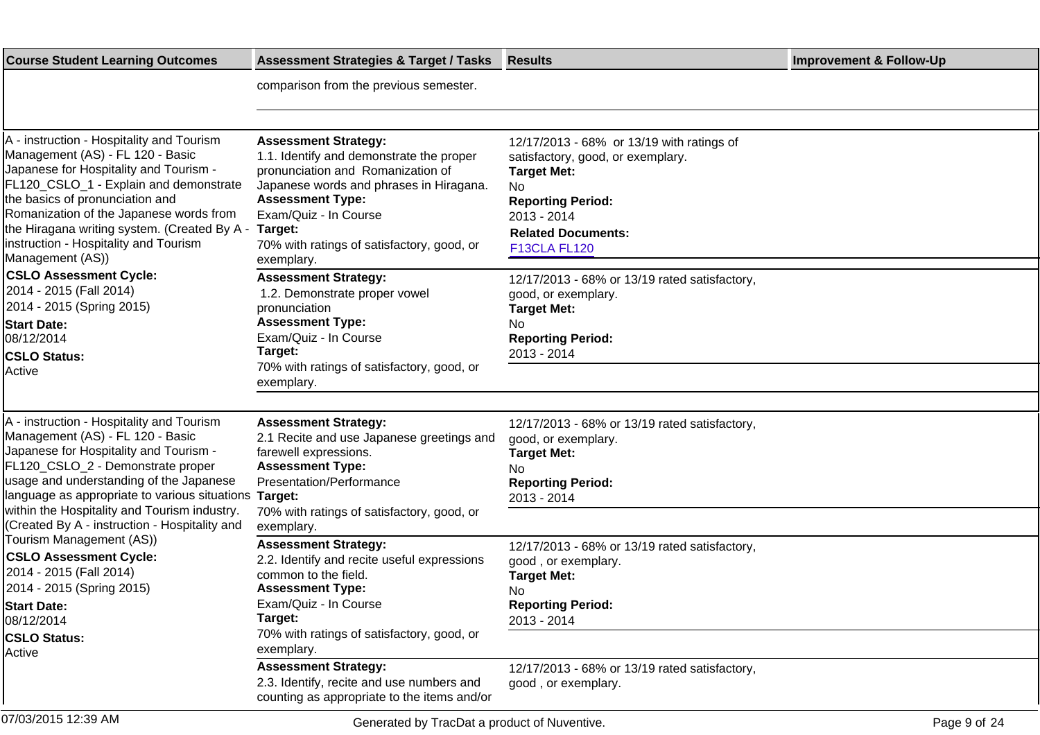| Course Student Learning Outcomes | Assessment Strategies & Target / Tasks | Results | Improvement & Follow-Up |
|---|---|---|---|
| | comparison from the previous semester. | | |
| A - instruction - Hospitality and Tourism Management (AS) - FL 120 - Basic Japanese for Hospitality and Tourism - FL120_CSLO_1 - Explain and demonstrate the basics of pronunciation and Romanization of the Japanese words from the Hiragana writing system. (Created By A - instruction - Hospitality and Tourism Management (AS))<br>**CSLO Assessment Cycle:**<br>2014 - 2015 (Fall 2014)<br>2014 - 2015 (Spring 2015)<br>**Start Date:**<br>08/12/2014<br>**CSLO Status:**<br>Active | **Assessment Strategy:**<br>1.1. Identify and demonstrate the proper pronunciation and Romanization of Japanese words and phrases in Hiragana.<br>**Assessment Type:**<br>Exam/Quiz - In Course<br>**Target:**<br>70% with ratings of satisfactory, good, or exemplary. | 12/17/2013 - 68% or 13/19 with ratings of satisfactory, good, or exemplary.<br>**Target Met:**<br>No<br>**Reporting Period:**<br>2013 - 2014<br>**Related Documents:**<br>F13CLA FL120 | |
| | **Assessment Strategy:**<br>1.2. Demonstrate proper vowel pronunciation<br>**Assessment Type:**<br>Exam/Quiz - In Course<br>**Target:**<br>70% with ratings of satisfactory, good, or exemplary. | 12/17/2013 - 68% or 13/19 rated satisfactory, good, or exemplary.<br>**Target Met:**<br>No<br>**Reporting Period:**<br>2013 - 2014 | |
| A - instruction - Hospitality and Tourism Management (AS) - FL 120 - Basic Japanese for Hospitality and Tourism - FL120_CSLO_2 - Demonstrate proper usage and understanding of the Japanese language as appropriate to various situations within the Hospitality and Tourism industry. (Created By A - instruction - Hospitality and Tourism Management (AS))<br>**CSLO Assessment Cycle:**<br>2014 - 2015 (Fall 2014)<br>2014 - 2015 (Spring 2015)<br>**Start Date:**<br>08/12/2014<br>**CSLO Status:**<br>Active | **Assessment Strategy:**<br>2.1 Recite and use Japanese greetings and farewell expressions.<br>**Assessment Type:**<br>Presentation/Performance<br>**Target:**<br>70% with ratings of satisfactory, good, or exemplary. | 12/17/2013 - 68% or 13/19 rated satisfactory, good, or exemplary.<br>**Target Met:**<br>No<br>**Reporting Period:**<br>2013 - 2014 | |
| | **Assessment Strategy:**<br>2.2. Identify and recite useful expressions common to the field.<br>**Assessment Type:**<br>Exam/Quiz - In Course<br>**Target:**<br>70% with ratings of satisfactory, good, or exemplary. | 12/17/2013 - 68% or 13/19 rated satisfactory, good , or exemplary.<br>**Target Met:**<br>No<br>**Reporting Period:**<br>2013 - 2014 | |
| | **Assessment Strategy:**<br>2.3. Identify, recite and use numbers and counting as appropriate to the items and/or | 12/17/2013 - 68% or 13/19 rated satisfactory, good , or exemplary. | |

07/03/2015 12:39 AM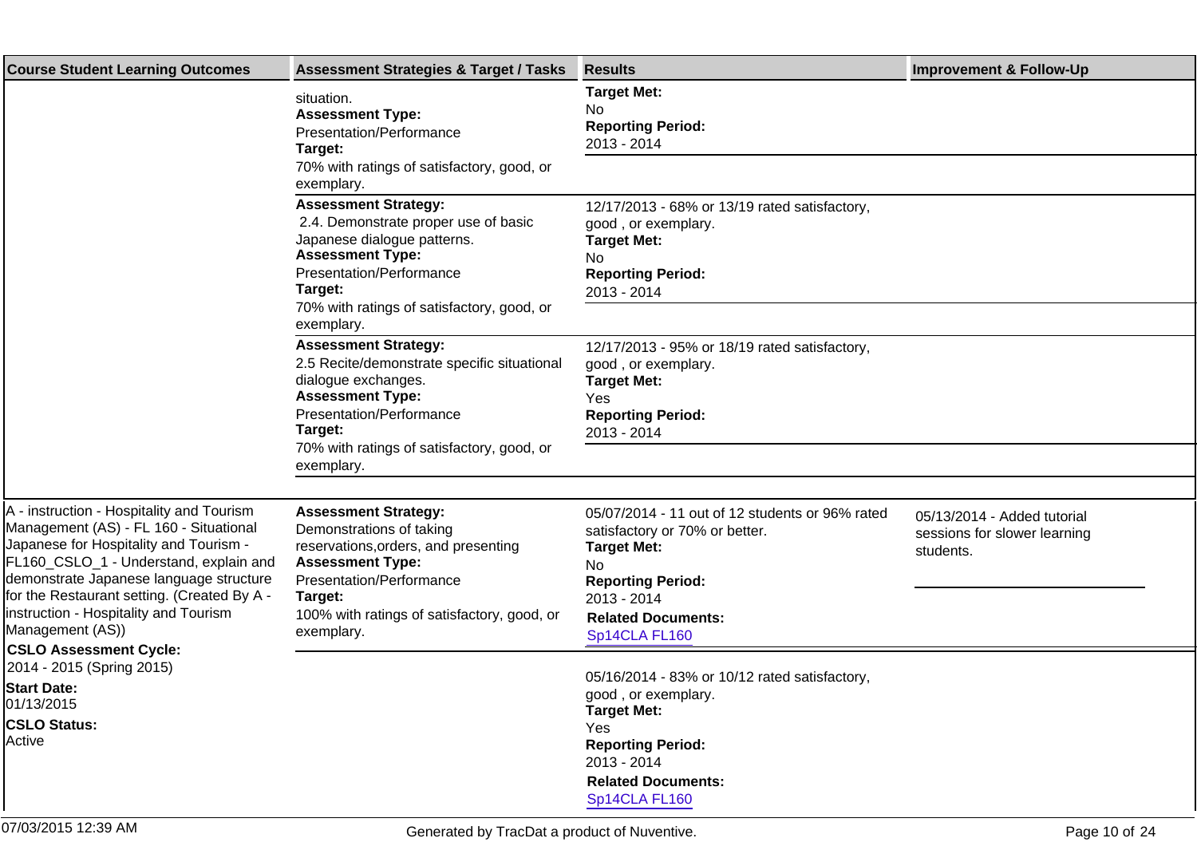| Course Student Learning Outcomes | Assessment Strategies & Target / Tasks | Results | Improvement & Follow-Up |
|---|---|---|---|
| | situation.<br>**Assessment Type:**<br>Presentation/Performance<br>**Target:**<br>70% with ratings of satisfactory, good, or exemplary. | **Target Met:**<br>No<br>**Reporting Period:**<br>2013 - 2014 | |
| | **Assessment Strategy:**<br>2.4. Demonstrate proper use of basic Japanese dialogue patterns.<br>**Assessment Type:**<br>Presentation/Performance<br>**Target:**<br>70% with ratings of satisfactory, good, or exemplary. | 12/17/2013 - 68% or 13/19 rated satisfactory, good , or exemplary.<br>**Target Met:**<br>No<br>**Reporting Period:**<br>2013 - 2014 | |
| | **Assessment Strategy:**<br>2.5 Recite/demonstrate specific situational dialogue exchanges.<br>**Assessment Type:**<br>Presentation/Performance<br>**Target:**<br>70% with ratings of satisfactory, good, or exemplary. | 12/17/2013 - 95% or 18/19 rated satisfactory, good , or exemplary.<br>**Target Met:**<br>Yes<br>**Reporting Period:**<br>2013 - 2014 | |
| A - instruction - Hospitality and Tourism Management (AS) - FL 160 - Situational Japanese for Hospitality and Tourism - FL160_CSLO_1 - Understand, explain and demonstrate Japanese language structure for the Restaurant setting. (Created By A - instruction - Hospitality and Tourism Management (AS))<br>**CSLO Assessment Cycle:**<br>2014 - 2015 (Spring 2015)<br>**Start Date:**<br>01/13/2015<br>**CSLO Status:**<br>Active | **Assessment Strategy:**<br>Demonstrations of taking reservations,orders, and presenting<br>**Assessment Type:**<br>Presentation/Performance<br>**Target:**<br>100% with ratings of satisfactory, good, or exemplary. | 05/07/2014 - 11 out of 12 students or 96% rated satisfactory or 70% or better.<br>**Target Met:**<br>No<br>**Reporting Period:**<br>2013 - 2014<br>**Related Documents:**<br>Sp14CLA FL160 | 05/13/2014 - Added tutorial sessions for slower learning students. |
| | | 05/16/2014 - 83% or 10/12 rated satisfactory, good , or exemplary.<br>**Target Met:**<br>Yes<br>**Reporting Period:**<br>2013 - 2014<br>**Related Documents:**<br>Sp14CLA FL160 | |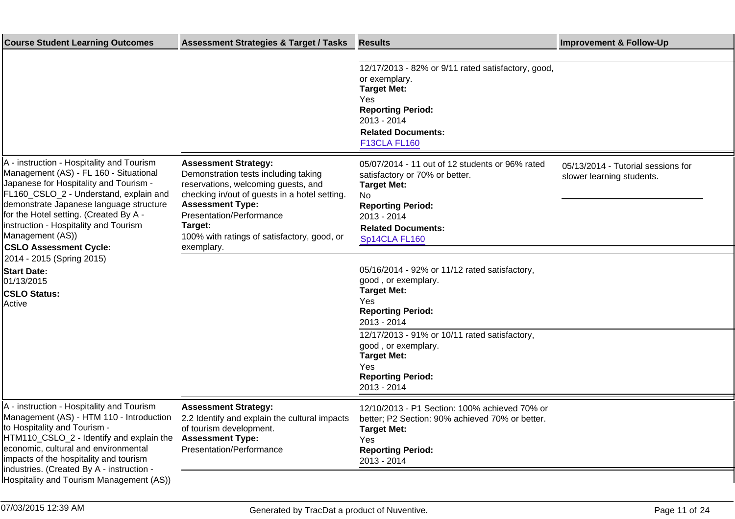| Course Student Learning Outcomes | Assessment Strategies & Target / Tasks | Results | Improvement & Follow-Up |
| --- | --- | --- | --- |
| | | 12/17/2013 - 82% or 9/11 rated satisfactory, good, or exemplary.<br>**Target Met:**<br>Yes<br>**Reporting Period:**<br>2013 - 2014<br>**Related Documents:**<br>F13CLA FL160 | |
| A - instruction - Hospitality and Tourism Management (AS) - FL 160 - Situational Japanese for Hospitality and Tourism - FL160_CSLO_2 - Understand, explain and demonstrate Japanese language structure for the Hotel setting. (Created By A - instruction - Hospitality and Tourism Management (AS))<br>**CSLO Assessment Cycle:**<br>2014 - 2015 (Spring 2015)<br>**Start Date:**<br>01/13/2015<br>**CSLO Status:**<br>Active | **Assessment Strategy:**<br>Demonstration tests including taking reservations, welcoming guests, and checking in/out of guests in a hotel setting.<br>**Assessment Type:**<br>Presentation/Performance<br>**Target:**<br>100% with ratings of satisfactory, good, or exemplary. | 05/07/2014 - 11 out of 12 students or 96% rated satisfactory or 70% or better.<br>**Target Met:**<br>No<br>**Reporting Period:**<br>2013 - 2014<br>**Related Documents:**<br>Sp14CLA FL160 | 05/13/2014 - Tutorial sessions for slower learning students. |
| | | 05/16/2014 - 92% or 11/12 rated satisfactory, good , or exemplary.<br>**Target Met:**<br>Yes<br>**Reporting Period:**<br>2013 - 2014 | |
| | | 12/17/2013 - 91% or 10/11 rated satisfactory, good , or exemplary.<br>**Target Met:**<br>Yes<br>**Reporting Period:**<br>2013 - 2014 | |
| A - instruction - Hospitality and Tourism Management (AS) - HTM 110 - Introduction to Hospitality and Tourism - HTM110_CSLO_2 - Identify and explain the economic, cultural and environmental impacts of the hospitality and tourism industries. (Created By A - instruction - Hospitality and Tourism Management (AS)) | **Assessment Strategy:**<br>2.2 Identify and explain the cultural impacts of tourism development.<br>**Assessment Type:**<br>Presentation/Performance | 12/10/2013 - P1 Section: 100% achieved 70% or better; P2 Section: 90% achieved 70% or better.<br>**Target Met:**<br>Yes<br>**Reporting Period:**<br>2013 - 2014 | |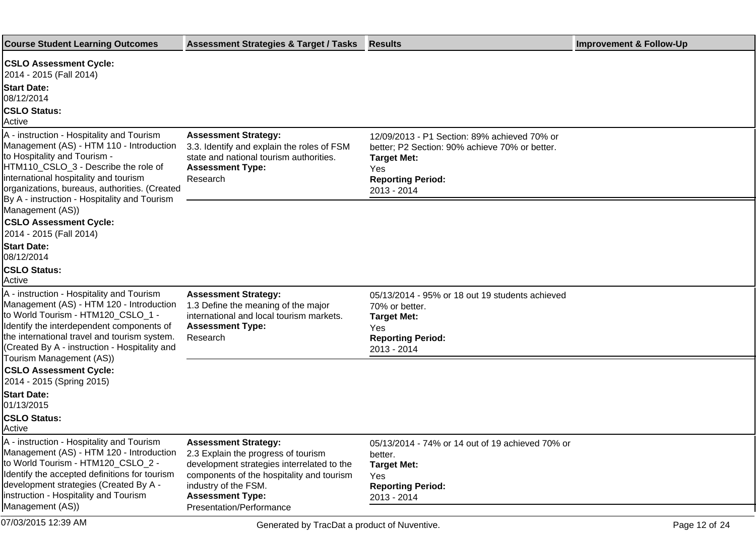| Course Student Learning Outcomes | Assessment Strategies & Target / Tasks | Results | Improvement & Follow-Up |
|---|---|---|---|
| **CSLO Assessment Cycle:** 2014 - 2015 (Fall 2014) **Start Date:** 08/12/2014 **CSLO Status:** Active | | | |
| A - instruction - Hospitality and Tourism Management (AS) - HTM 110 - Introduction to Hospitality and Tourism - HTM110_CSLO_3 - Describe the role of international hospitality and tourism organizations, bureaus, authorities. (Created By A - instruction - Hospitality and Tourism Management (AS)) **CSLO Assessment Cycle:** 2014 - 2015 (Fall 2014) **Start Date:** 08/12/2014 **CSLO Status:** Active | **Assessment Strategy:** 3.3. Identify and explain the roles of FSM state and national tourism authorities. **Assessment Type:** Research | 12/09/2013 - P1 Section: 89% achieved 70% or better; P2 Section: 90% achieve 70% or better. **Target Met:** Yes **Reporting Period:** 2013 - 2014 | |
| A - instruction - Hospitality and Tourism Management (AS) - HTM 120 - Introduction to World Tourism - HTM120_CSLO_1 - Identify the interdependent components of the international travel and tourism system. (Created By A - instruction - Hospitality and Tourism Management (AS)) **CSLO Assessment Cycle:** 2014 - 2015 (Spring 2015) **Start Date:** 01/13/2015 **CSLO Status:** Active | **Assessment Strategy:** 1.3 Define the meaning of the major international and local tourism markets. **Assessment Type:** Research | 05/13/2014 - 95% or 18 out 19 students achieved 70% or better. **Target Met:** Yes **Reporting Period:** 2013 - 2014 | |
| A - instruction - Hospitality and Tourism Management (AS) - HTM 120 - Introduction to World Tourism - HTM120_CSLO_2 - Identify the accepted definitions for tourism development strategies (Created By A - instruction - Hospitality and Tourism Management (AS)) | **Assessment Strategy:** 2.3 Explain the progress of tourism development strategies interrelated to the components of the hospitality and tourism industry of the FSM. **Assessment Type:** Presentation/Performance | 05/13/2014 - 74% or 14 out of 19 achieved 70% or better. **Target Met:** Yes **Reporting Period:** 2013 - 2014 | |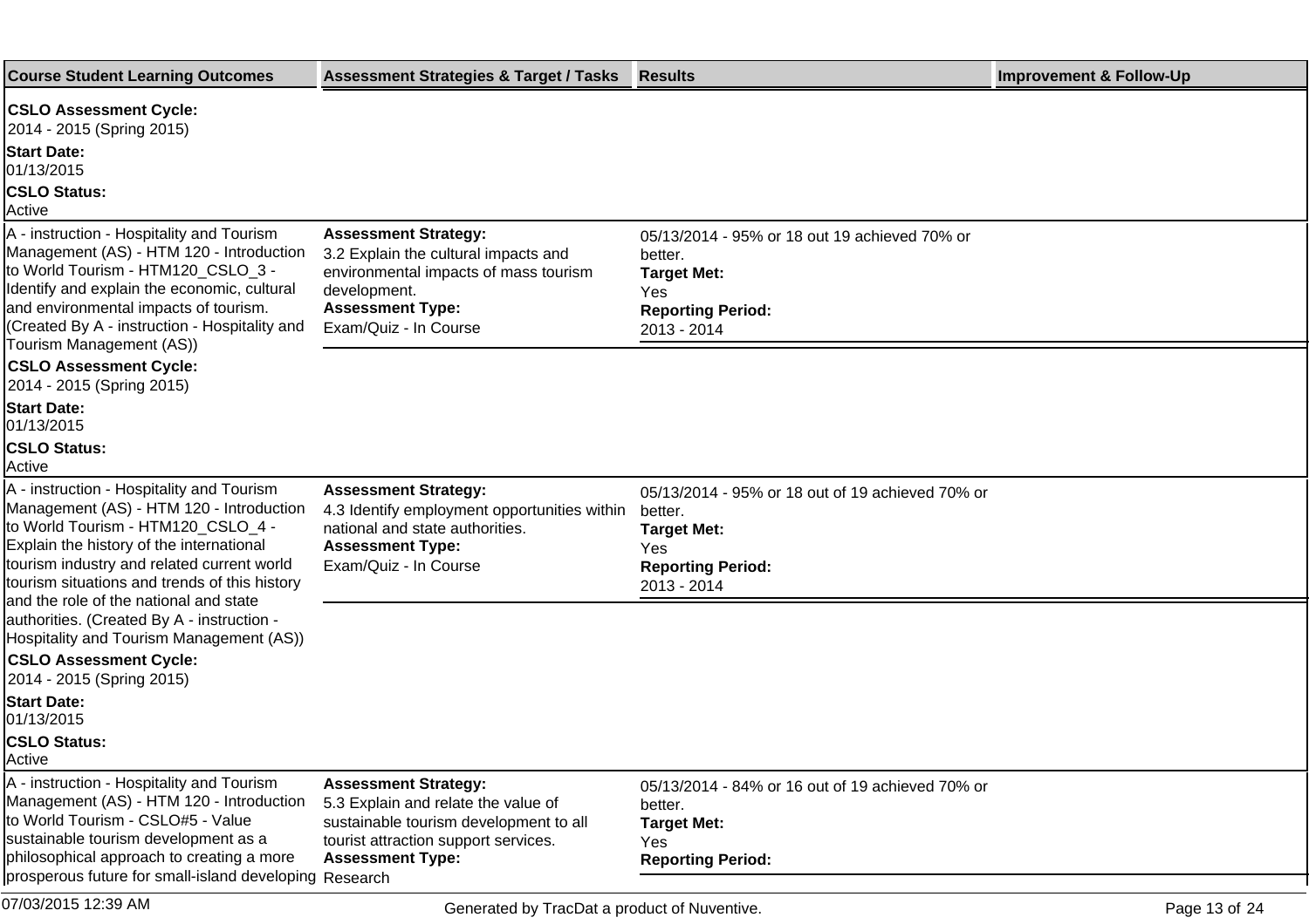| Course Student Learning Outcomes | Assessment Strategies & Target / Tasks | Results | Improvement & Follow-Up |
| --- | --- | --- | --- |
| **CSLO Assessment Cycle:** 2014 - 2015 (Spring 2015) **Start Date:** 01/13/2015 **CSLO Status:** Active | | | |
| A - instruction - Hospitality and Tourism Management (AS) - HTM 120 - Introduction to World Tourism - HTM120_CSLO_3 - Identify and explain the economic, cultural and environmental impacts of tourism. (Created By A - instruction - Hospitality and Tourism Management (AS)) **CSLO Assessment Cycle:** 2014 - 2015 (Spring 2015) **Start Date:** 01/13/2015 **CSLO Status:** Active | **Assessment Strategy:** 3.2 Explain the cultural impacts and environmental impacts of mass tourism development. **Assessment Type:** Exam/Quiz - In Course | 05/13/2014 - 95% or 18 out 19 achieved 70% or better. **Target Met:** Yes **Reporting Period:** 2013 - 2014 | |
| A - instruction - Hospitality and Tourism Management (AS) - HTM 120 - Introduction to World Tourism - HTM120_CSLO_4 - Explain the history of the international tourism industry and related current world tourism situations and trends of this history and the role of the national and state authorities. (Created By A - instruction - Hospitality and Tourism Management (AS)) **CSLO Assessment Cycle:** 2014 - 2015 (Spring 2015) **Start Date:** 01/13/2015 **CSLO Status:** Active | **Assessment Strategy:** 4.3 Identify employment opportunities within national and state authorities. **Assessment Type:** Exam/Quiz - In Course | 05/13/2014 - 95% or 18 out of 19 achieved 70% or better. **Target Met:** Yes **Reporting Period:** 2013 - 2014 | |
| A - instruction - Hospitality and Tourism Management (AS) - HTM 120 - Introduction to World Tourism - CSLO#5 - Value sustainable tourism development as a philosophical approach to creating a more prosperous future for small-island developing | **Assessment Strategy:** 5.3 Explain and relate the value of sustainable tourism development to all tourist attraction support services. **Assessment Type:** Research | 05/13/2014 - 84% or 16 out of 19 achieved 70% or better. **Target Met:** Yes **Reporting Period:** | |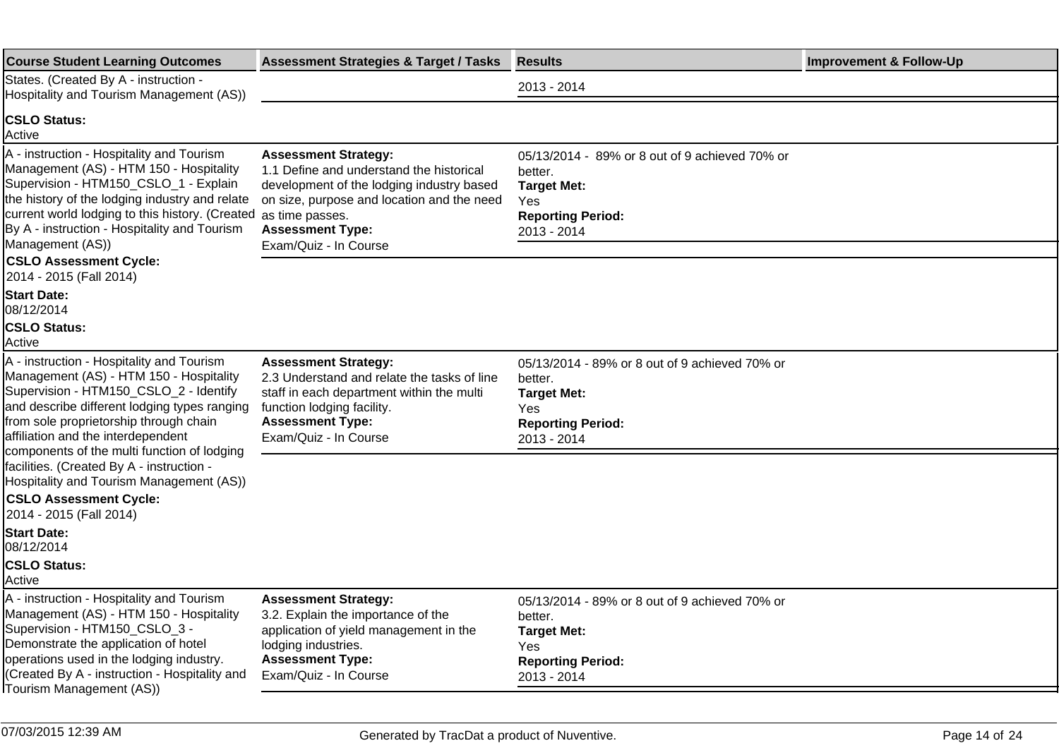| Course Student Learning Outcomes | Assessment Strategies & Target / Tasks | Results | Improvement & Follow-Up |
|---|---|---|---|
| States. (Created By A - instruction - Hospitality and Tourism Management (AS))<br><br>**CSLO Status:**<br>Active | | 2013 - 2014 | |
| A - instruction - Hospitality and Tourism Management (AS) - HTM 150 - Hospitality Supervision - HTM150_CSLO_1 - Explain the history of the lodging industry and relate current world lodging to this history. (Created By A - instruction - Hospitality and Tourism Management (AS))<br><br>**CSLO Assessment Cycle:**<br>2014 - 2015 (Fall 2014)<br><br>**Start Date:**<br>08/12/2014<br><br>**CSLO Status:**<br>Active | **Assessment Strategy:**<br>1.1 Define and understand the historical development of the lodging industry based on size, purpose and location and the need as time passes.<br>**Assessment Type:**<br>Exam/Quiz - In Course | 05/13/2014 - 89% or 8 out of 9 achieved 70% or better.<br>**Target Met:**<br>Yes<br>**Reporting Period:**<br>2013 - 2014 | |
| A - instruction - Hospitality and Tourism Management (AS) - HTM 150 - Hospitality Supervision - HTM150_CSLO_2 - Identify and describe different lodging types ranging from sole proprietorship through chain affiliation and the interdependent components of the multi function of lodging facilities. (Created By A - instruction - Hospitality and Tourism Management (AS))<br><br>**CSLO Assessment Cycle:**<br>2014 - 2015 (Fall 2014)<br><br>**Start Date:**<br>08/12/2014<br><br>**CSLO Status:**<br>Active | **Assessment Strategy:**<br>2.3 Understand and relate the tasks of line staff in each department within the multi function lodging facility.<br>**Assessment Type:**<br>Exam/Quiz - In Course | 05/13/2014 - 89% or 8 out of 9 achieved 70% or better.<br>**Target Met:**<br>Yes<br>**Reporting Period:**<br>2013 - 2014 | |
| A - instruction - Hospitality and Tourism Management (AS) - HTM 150 - Hospitality Supervision - HTM150_CSLO_3 - Demonstrate the application of hotel operations used in the lodging industry. (Created By A - instruction - Hospitality and Tourism Management (AS)) | **Assessment Strategy:**<br>3.2. Explain the importance of the application of yield management in the lodging industries.<br>**Assessment Type:**<br>Exam/Quiz - In Course | 05/13/2014 - 89% or 8 out of 9 achieved 70% or better.<br>**Target Met:**<br>Yes<br>**Reporting Period:**<br>2013 - 2014 | |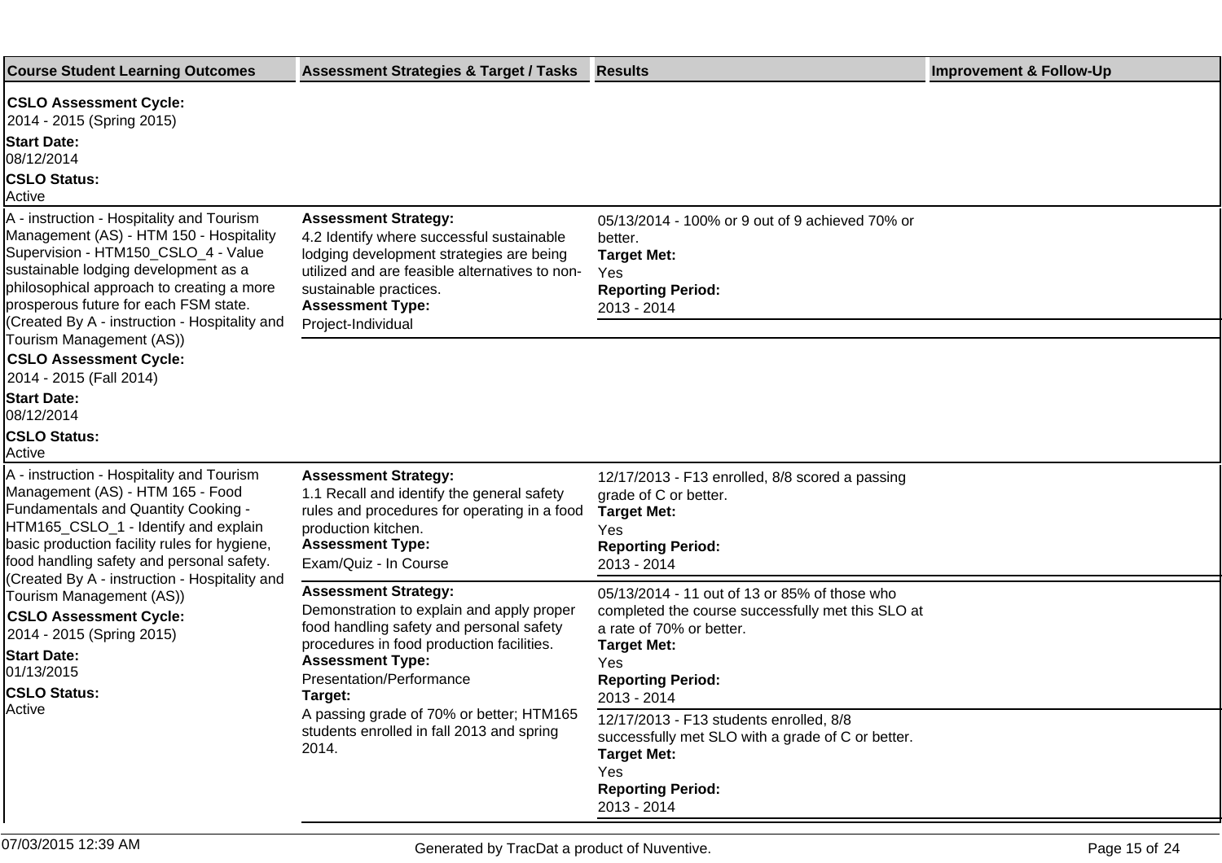| Course Student Learning Outcomes | Assessment Strategies & Target / Tasks | Results | Improvement & Follow-Up |
|---|---|---|---|
| **CSLO Assessment Cycle:** 2014 - 2015 (Spring 2015) **Start Date:** 08/12/2014 **CSLO Status:** Active | | | |
| A - instruction - Hospitality and Tourism Management (AS) - HTM 150 - Hospitality Supervision - HTM150_CSLO_4 - Value sustainable lodging development as a philosophical approach to creating a more prosperous future for each FSM state. (Created By A - instruction - Hospitality and Tourism Management (AS)) **CSLO Assessment Cycle:** 2014 - 2015 (Fall 2014) **Start Date:** 08/12/2014 **CSLO Status:** Active | **Assessment Strategy:** 4.2 Identify where successful sustainable lodging development strategies are being utilized and are feasible alternatives to non-sustainable practices. **Assessment Type:** Project-Individual | 05/13/2014 - 100% or 9 out of 9 achieved 70% or better. **Target Met:** Yes **Reporting Period:** 2013 - 2014 | |
| A - instruction - Hospitality and Tourism Management (AS) - HTM 165 - Food Fundamentals and Quantity Cooking - HTM165_CSLO_1 - Identify and explain basic production facility rules for hygiene, food handling safety and personal safety. (Created By A - instruction - Hospitality and Tourism Management (AS)) **CSLO Assessment Cycle:** 2014 - 2015 (Spring 2015) **Start Date:** 01/13/2015 **CSLO Status:** Active | **Assessment Strategy:** 1.1 Recall and identify the general safety rules and procedures for operating in a food production kitchen. **Assessment Type:** Exam/Quiz - In Course | 12/17/2013 - F13 enrolled, 8/8 scored a passing grade of C or better. **Target Met:** Yes **Reporting Period:** 2013 - 2014 | |
| | **Assessment Strategy:** Demonstration to explain and apply proper food handling safety and personal safety procedures in food production facilities. **Assessment Type:** Presentation/Performance **Target:** A passing grade of 70% or better; HTM165 students enrolled in fall 2013 and spring 2014. | 05/13/2014 - 11 out of 13 or 85% of those who completed the course successfully met this SLO at a rate of 70% or better. **Target Met:** Yes **Reporting Period:** 2013 - 2014 | |
| | | 12/17/2013 - F13 students enrolled, 8/8 successfully met SLO with a grade of C or better. **Target Met:** Yes **Reporting Period:** 2013 - 2014 | |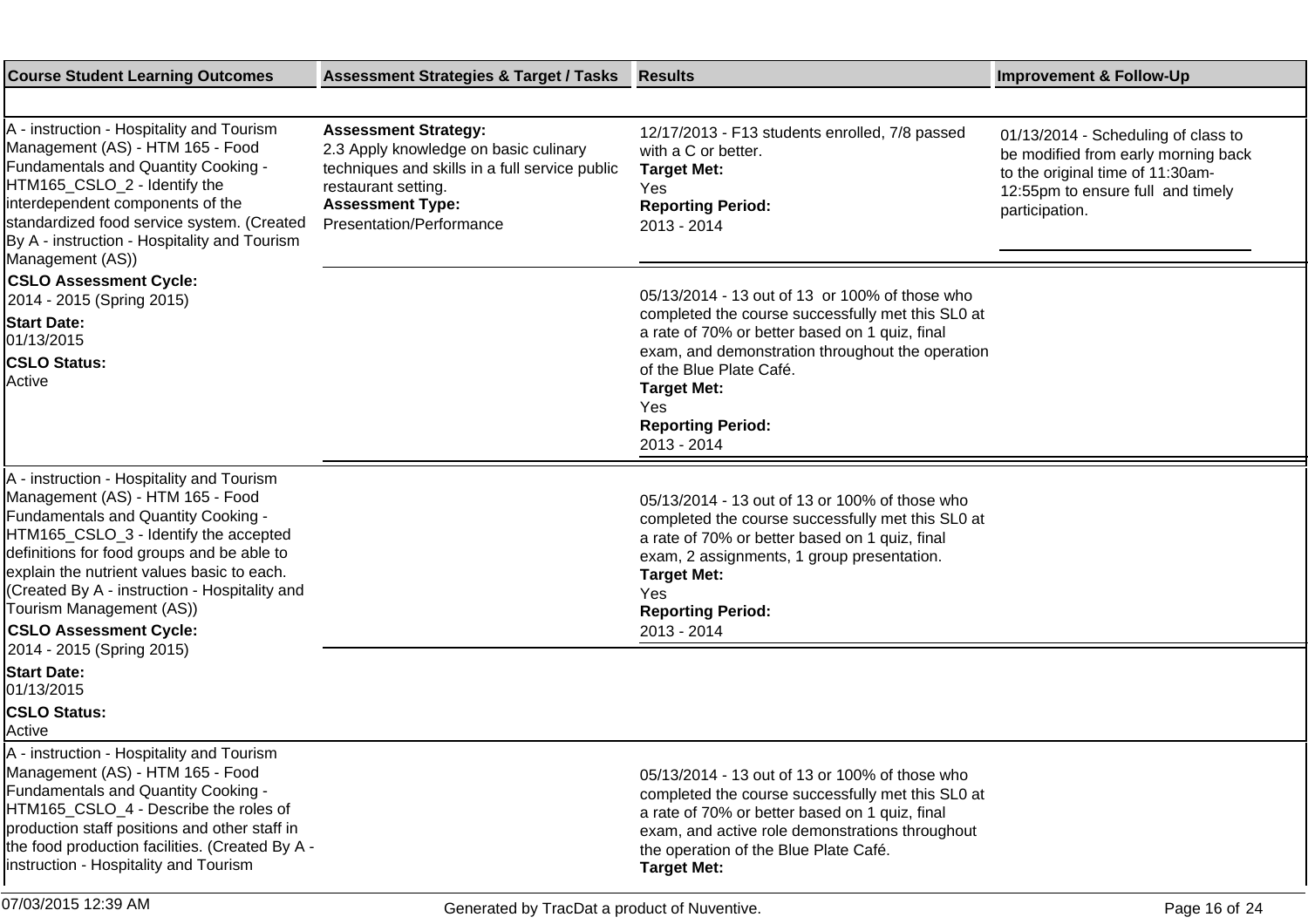| Course Student Learning Outcomes | Assessment Strategies & Target / Tasks | Results | Improvement & Follow-Up |
|---|---|---|---|
| A - instruction - Hospitality and Tourism Management (AS) - HTM 165 - Food Fundamentals and Quantity Cooking - HTM165_CSLO_2 - Identify the interdependent components of the standardized food service system. (Created By A - instruction - Hospitality and Tourism Management (AS))<br>**CSLO Assessment Cycle:**<br>2014 - 2015 (Spring 2015)<br>**Start Date:**<br>01/13/2015<br>**CSLO Status:**<br>Active | **Assessment Strategy:**<br>2.3 Apply knowledge on basic culinary techniques and skills in a full service public restaurant setting.<br>**Assessment Type:**<br>Presentation/Performance | 12/17/2013 - F13 students enrolled, 7/8 passed with a C or better.<br>**Target Met:**<br>Yes<br>**Reporting Period:**<br>2013 - 2014 | 01/13/2014 - Scheduling of class to be modified from early morning back to the original time of 11:30am-12:55pm to ensure full and timely participation. |
| | | 05/13/2014 - 13 out of 13 or 100% of those who completed the course successfully met this SL0 at a rate of 70% or better based on 1 quiz, final exam, and demonstration throughout the operation of the Blue Plate Café.<br>**Target Met:**<br>Yes<br>**Reporting Period:**<br>2013 - 2014 | |
| A - instruction - Hospitality and Tourism Management (AS) - HTM 165 - Food Fundamentals and Quantity Cooking - HTM165_CSLO_3 - Identify the accepted definitions for food groups and be able to explain the nutrient values basic to each. (Created By A - instruction - Hospitality and Tourism Management (AS))<br>**CSLO Assessment Cycle:**<br>2014 - 2015 (Spring 2015)<br>**Start Date:**<br>01/13/2015<br>**CSLO Status:**<br>Active | | 05/13/2014 - 13 out of 13 or 100% of those who completed the course successfully met this SL0 at a rate of 70% or better based on 1 quiz, final exam, 2 assignments, 1 group presentation.<br>**Target Met:**<br>Yes<br>**Reporting Period:**<br>2013 - 2014 | |
| A - instruction - Hospitality and Tourism Management (AS) - HTM 165 - Food Fundamentals and Quantity Cooking - HTM165_CSLO_4 - Describe the roles of production staff positions and other staff in the food production facilities. (Created By A - instruction - Hospitality and Tourism | | 05/13/2014 - 13 out of 13 or 100% of those who completed the course successfully met this SL0 at a rate of 70% or better based on 1 quiz, final exam, and active role demonstrations throughout the operation of the Blue Plate Café.<br>**Target Met:** | |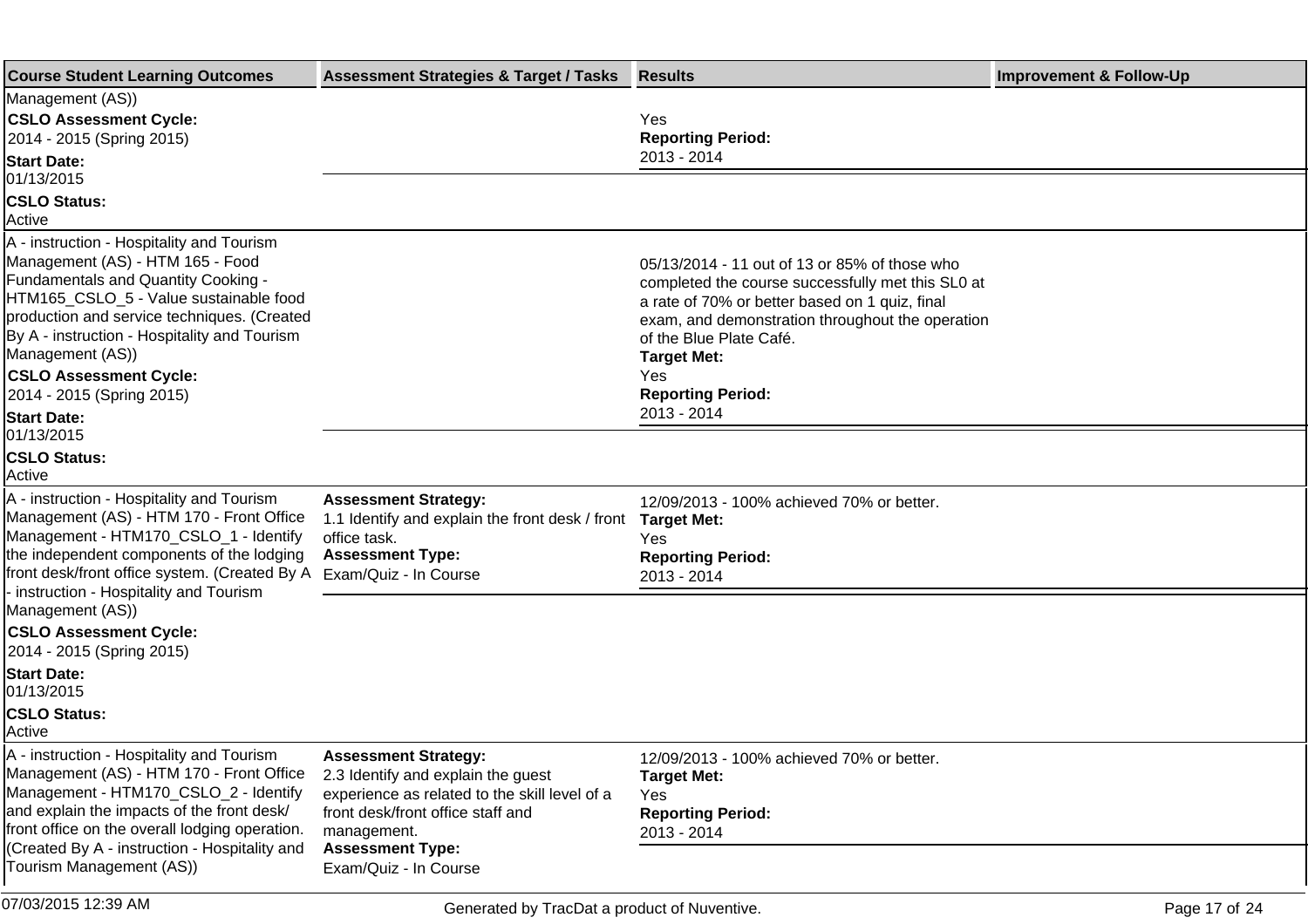| Course Student Learning Outcomes | Assessment Strategies & Target / Tasks | Results | Improvement & Follow-Up |
|---|---|---|---|
| Management (AS))<br>**CSLO Assessment Cycle:**<br>2014 - 2015 (Spring 2015)<br>**Start Date:**<br>01/13/2015<br>**CSLO Status:**<br>Active | | Yes<br>**Reporting Period:**<br>2013 - 2014 | |
| A - instruction - Hospitality and Tourism Management (AS) - HTM 165 - Food Fundamentals and Quantity Cooking - HTM165_CSLO_5 - Value sustainable food production and service techniques. (Created By A - instruction - Hospitality and Tourism Management (AS))<br>**CSLO Assessment Cycle:**<br>2014 - 2015 (Spring 2015)<br>**Start Date:**<br>01/13/2015<br>**CSLO Status:**<br>Active | | 05/13/2014 - 11 out of 13 or 85% of those who completed the course successfully met this SL0 at a rate of 70% or better based on 1 quiz, final exam, and demonstration throughout the operation of the Blue Plate Café.<br>**Target Met:**<br>Yes<br>**Reporting Period:**<br>2013 - 2014 | |
| A - instruction - Hospitality and Tourism Management (AS) - HTM 170 - Front Office Management - HTM170_CSLO_1 - Identify the independent components of the lodging front desk/front office system. (Created By A - instruction - Hospitality and Tourism Management (AS))<br>**CSLO Assessment Cycle:**<br>2014 - 2015 (Spring 2015)<br>**Start Date:**<br>01/13/2015<br>**CSLO Status:**<br>Active | **Assessment Strategy:**<br>1.1 Identify and explain the front desk / front office task.<br>**Assessment Type:**<br>Exam/Quiz - In Course | 12/09/2013 - 100% achieved 70% or better.<br>**Target Met:**<br>Yes<br>**Reporting Period:**<br>2013 - 2014 | |
| A - instruction - Hospitality and Tourism Management (AS) - HTM 170 - Front Office Management - HTM170_CSLO_2 - Identify and explain the impacts of the front desk/ front office on the overall lodging operation. (Created By A - instruction - Hospitality and Tourism Management (AS)) | **Assessment Strategy:**<br>2.3 Identify and explain the guest experience as related to the skill level of a front desk/front office staff and management.<br>**Assessment Type:**<br>Exam/Quiz - In Course | 12/09/2013 - 100% achieved 70% or better.<br>**Target Met:**<br>Yes<br>**Reporting Period:**<br>2013 - 2014 | |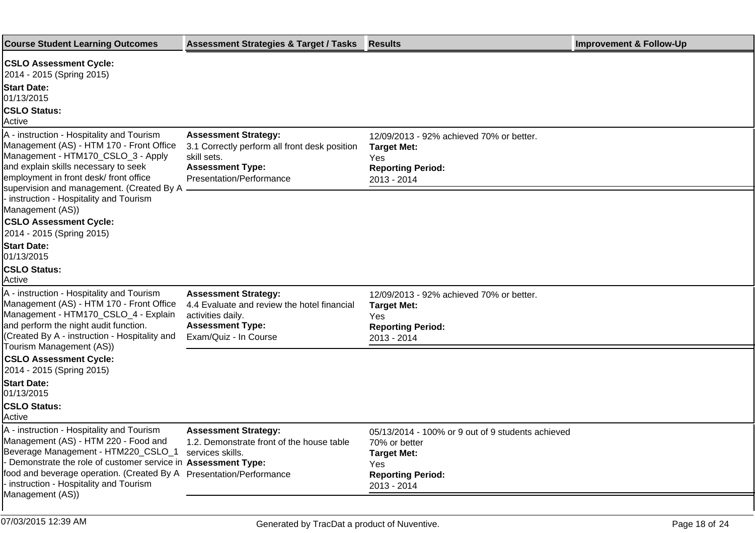| Course Student Learning Outcomes | Assessment Strategies & Target / Tasks | Results | Improvement & Follow-Up |
|---|---|---|---|
| **CSLO Assessment Cycle:** 2014 - 2015 (Spring 2015) **Start Date:** 01/13/2015 **CSLO Status:** Active | | | |
| A - instruction - Hospitality and Tourism Management (AS) - HTM 170 - Front Office Management - HTM170_CSLO_3 - Apply and explain skills necessary to seek employment in front desk/ front office supervision and management. (Created By A - instruction - Hospitality and Tourism Management (AS)) **CSLO Assessment Cycle:** 2014 - 2015 (Spring 2015) **Start Date:** 01/13/2015 **CSLO Status:** Active | **Assessment Strategy:** 3.1 Correctly perform all front desk position skill sets. **Assessment Type:** Presentation/Performance | 12/09/2013 - 92% achieved 70% or better. **Target Met:** Yes **Reporting Period:** 2013 - 2014 | |
| A - instruction - Hospitality and Tourism Management (AS) - HTM 170 - Front Office Management - HTM170_CSLO_4 - Explain and perform the night audit function. (Created By A - instruction - Hospitality and Tourism Management (AS)) **CSLO Assessment Cycle:** 2014 - 2015 (Spring 2015) **Start Date:** 01/13/2015 **CSLO Status:** Active | **Assessment Strategy:** 4.4 Evaluate and review the hotel financial activities daily. **Assessment Type:** Exam/Quiz - In Course | 12/09/2013 - 92% achieved 70% or better. **Target Met:** Yes **Reporting Period:** 2013 - 2014 | |
| A - instruction - Hospitality and Tourism Management (AS) - HTM 220 - Food and Beverage Management - HTM220_CSLO_1 - Demonstrate the role of customer service in food and beverage operation. (Created By A - instruction - Hospitality and Tourism Management (AS)) | **Assessment Strategy:** 1.2. Demonstrate front of the house table services skills. **Assessment Type:** Presentation/Performance | 05/13/2014 - 100% or 9 out of 9 students achieved 70% or better **Target Met:** Yes **Reporting Period:** 2013 - 2014 | |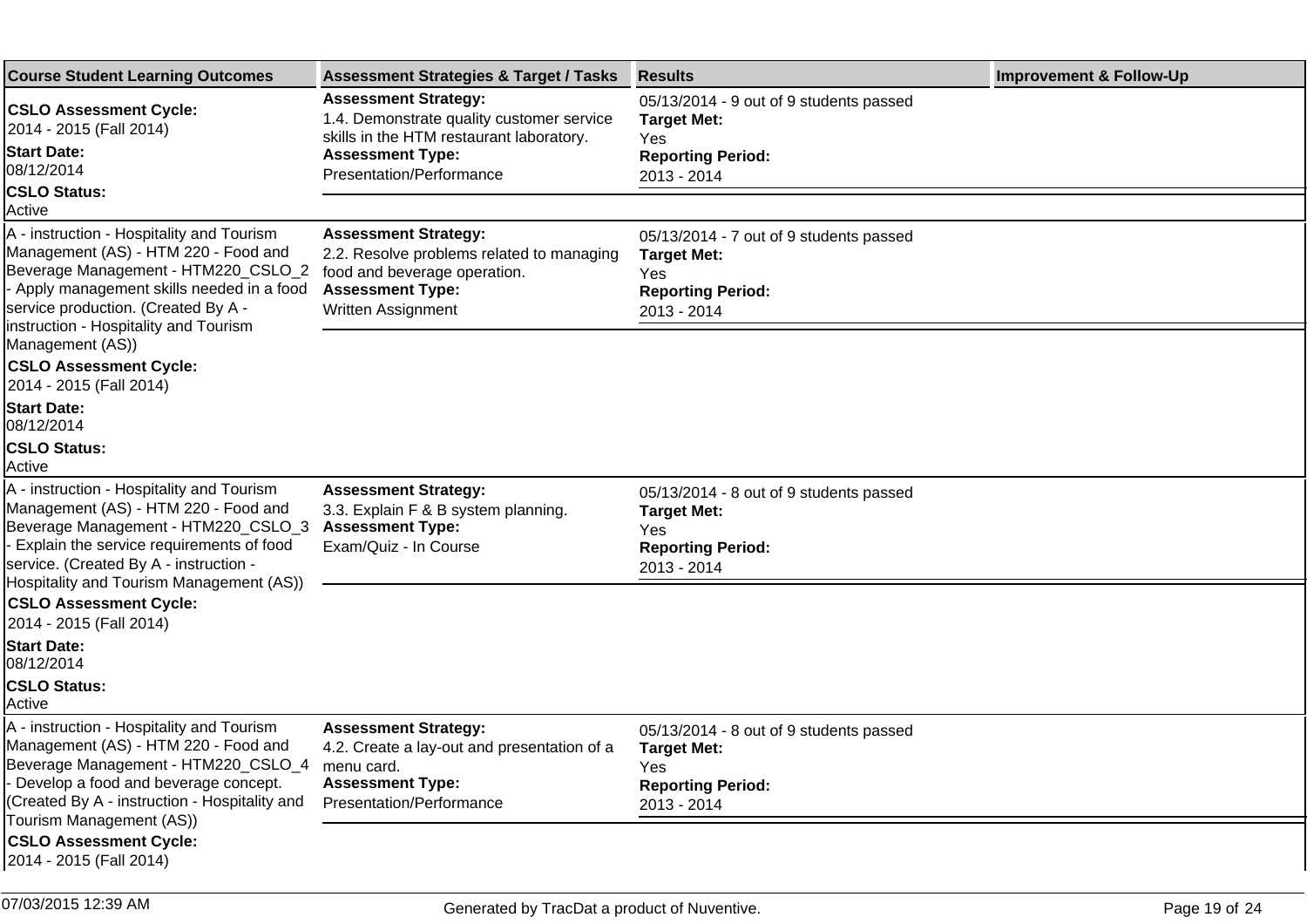| Course Student Learning Outcomes | Assessment Strategies & Target / Tasks | Results | Improvement & Follow-Up |
| --- | --- | --- | --- |
| **CSLO Assessment Cycle:** 2014 - 2015 (Fall 2014) **Start Date:** 08/12/2014 **CSLO Status:** Active | **Assessment Strategy:** 1.4. Demonstrate quality customer service skills in the HTM restaurant laboratory. **Assessment Type:** Presentation/Performance | 05/13/2014 - 9 out of 9 students passed **Target Met:** Yes **Reporting Period:** 2013 - 2014 | |
| A - instruction - Hospitality and Tourism Management (AS) - HTM 220 - Food and Beverage Management - HTM220_CSLO_2 - Apply management skills needed in a food service production. (Created By A - instruction - Hospitality and Tourism Management (AS)) **CSLO Assessment Cycle:** 2014 - 2015 (Fall 2014) **Start Date:** 08/12/2014 **CSLO Status:** Active | **Assessment Strategy:** 2.2. Resolve problems related to managing food and beverage operation. **Assessment Type:** Written Assignment | 05/13/2014 - 7 out of 9 students passed **Target Met:** Yes **Reporting Period:** 2013 - 2014 | |
| A - instruction - Hospitality and Tourism Management (AS) - HTM 220 - Food and Beverage Management - HTM220_CSLO_3 - Explain the service requirements of food service. (Created By A - instruction - Hospitality and Tourism Management (AS)) **CSLO Assessment Cycle:** 2014 - 2015 (Fall 2014) **Start Date:** 08/12/2014 **CSLO Status:** Active | **Assessment Strategy:** 3.3. Explain F & B system planning. **Assessment Type:** Exam/Quiz - In Course | 05/13/2014 - 8 out of 9 students passed **Target Met:** Yes **Reporting Period:** 2013 - 2014 | |
| A - instruction - Hospitality and Tourism Management (AS) - HTM 220 - Food and Beverage Management - HTM220_CSLO_4 - Develop a food and beverage concept. (Created By A - instruction - Hospitality and Tourism Management (AS)) **CSLO Assessment Cycle:** 2014 - 2015 (Fall 2014) | **Assessment Strategy:** 4.2. Create a lay-out and presentation of a menu card. **Assessment Type:** Presentation/Performance | 05/13/2014 - 8 out of 9 students passed **Target Met:** Yes **Reporting Period:** 2013 - 2014 | |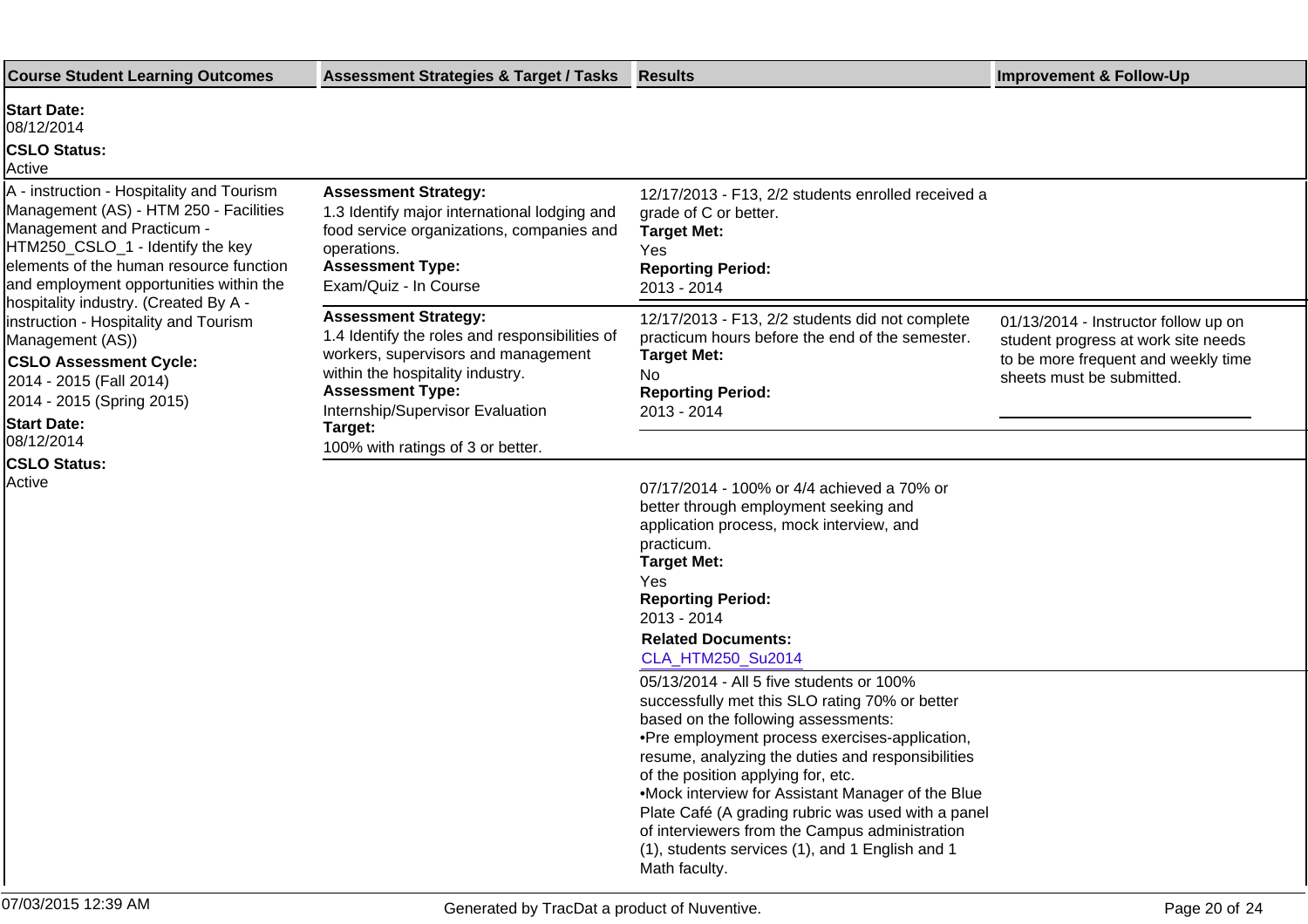| Course Student Learning Outcomes | Assessment Strategies & Target / Tasks | Results | Improvement & Follow-Up |
|---|---|---|---|
| **Start Date:** 08/12/2014 **CSLO Status:** Active | | | |
| A - instruction - Hospitality and Tourism Management (AS) - HTM 250 - Facilities Management and Practicum - HTM250_CSLO_1 - Identify the key elements of the human resource function and employment opportunities within the hospitality industry. (Created By A - instruction - Hospitality and Tourism Management (AS)) **CSLO Assessment Cycle:** 2014 - 2015 (Fall 2014) 2014 - 2015 (Spring 2015) **Start Date:** 08/12/2014 **CSLO Status:** Active | **Assessment Strategy:** 1.3 Identify major international lodging and food service organizations, companies and operations. **Assessment Type:** Exam/Quiz - In Course | 12/17/2013 - F13, 2/2 students enrolled received a grade of C or better. **Target Met:** Yes **Reporting Period:** 2013 - 2014 | |
| | **Assessment Strategy:** 1.4 Identify the roles and responsibilities of workers, supervisors and management within the hospitality industry. **Assessment Type:** Internship/Supervisor Evaluation **Target:** 100% with ratings of 3 or better. | 12/17/2013 - F13, 2/2 students did not complete practicum hours before the end of the semester. **Target Met:** No **Reporting Period:** 2013 - 2014 | 01/13/2014 - Instructor follow up on student progress at work site needs to be more frequent and weekly time sheets must be submitted. |
| | | 07/17/2014 - 100% or 4/4 achieved a 70% or better through employment seeking and application process, mock interview, and practicum. **Target Met:** Yes **Reporting Period:** 2013 - 2014 **Related Documents:** CLA_HTM250_Su2014 | |
| | | 05/13/2014 - All 5 five students or 100% successfully met this SLO rating 70% or better based on the following assessments: •Pre employment process exercises-application, resume, analyzing the duties and responsibilities of the position applying for, etc. •Mock interview for Assistant Manager of the Blue Plate Café (A grading rubric was used with a panel of interviewers from the Campus administration (1), students services (1), and 1 English and 1 Math faculty. | |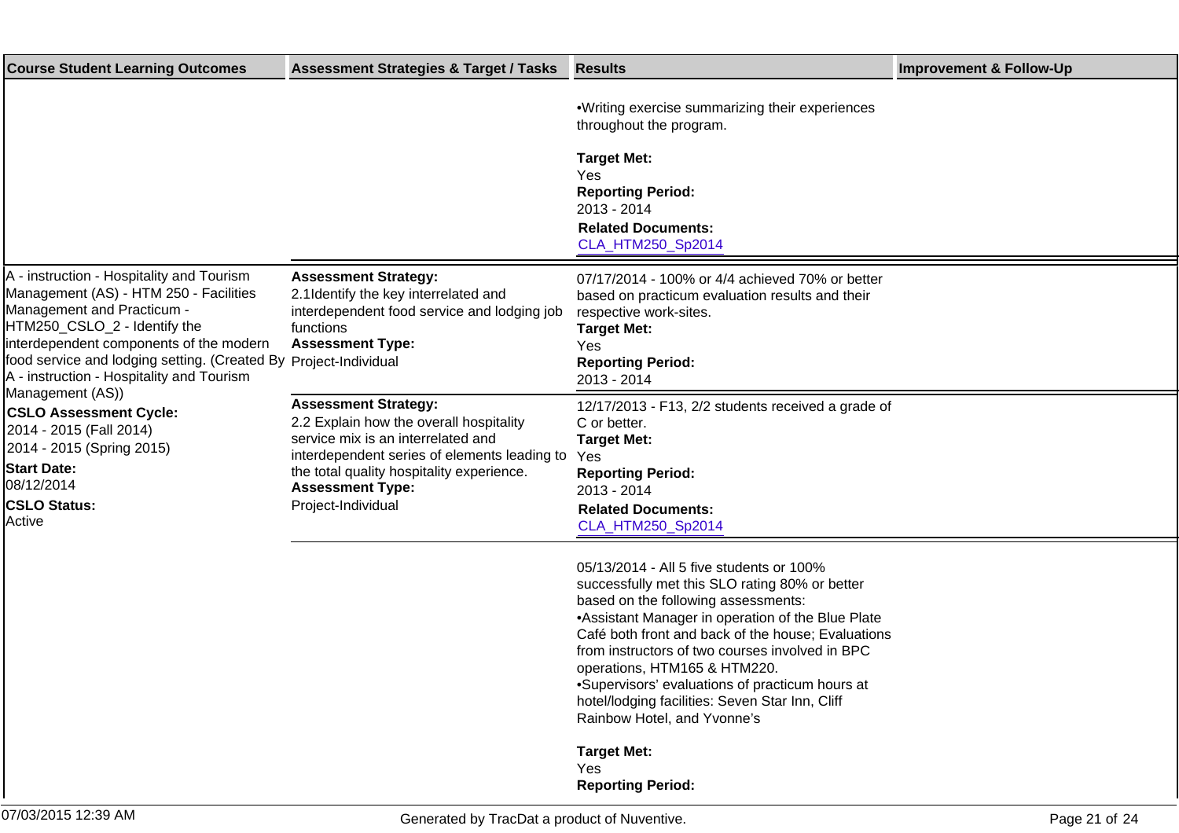| Course Student Learning Outcomes | Assessment Strategies & Target / Tasks | Results | Improvement & Follow-Up |
|---|---|---|---|
| | | •Writing exercise summarizing their experiences throughout the program.<br><br>**Target Met:**<br>Yes<br>**Reporting Period:**<br>2013 - 2014<br>**Related Documents:**<br>CLA_HTM250_Sp2014 | |
| A - instruction - Hospitality and Tourism Management (AS) - HTM 250 - Facilities Management and Practicum - HTM250_CSLO_2 - Identify the interdependent components of the modern food service and lodging setting. (Created By A - instruction - Hospitality and Tourism Management (AS))<br>**CSLO Assessment Cycle:**<br>2014 - 2015 (Fall 2014)<br>2014 - 2015 (Spring 2015)<br>**Start Date:**<br>08/12/2014<br>**CSLO Status:**<br>Active | **Assessment Strategy:**<br>2.1Identify the key interrelated and interdependent food service and lodging job functions<br>**Assessment Type:**<br>Project-Individual | 07/17/2014 - 100% or 4/4 achieved 70% or better based on practicum evaluation results and their respective work-sites.<br>**Target Met:**<br>Yes<br>**Reporting Period:**<br>2013 - 2014 | |
| | **Assessment Strategy:**<br>2.2 Explain how the overall hospitality service mix is an interrelated and interdependent series of elements leading to the total quality hospitality experience.<br>**Assessment Type:**<br>Project-Individual | 12/17/2013 - F13, 2/2 students received a grade of C or better.<br>**Target Met:**<br>Yes<br>**Reporting Period:**<br>2013 - 2014<br>**Related Documents:**<br>CLA_HTM250_Sp2014 | |
| | | 05/13/2014 - All 5 five students or 100% successfully met this SLO rating 80% or better based on the following assessments:<br>•Assistant Manager in operation of the Blue Plate Café both front and back of the house; Evaluations from instructors of two courses involved in BPC operations, HTM165 & HTM220.<br>•Supervisors' evaluations of practicum hours at hotel/lodging facilities: Seven Star Inn, Cliff Rainbow Hotel, and Yvonne's<br><br>**Target Met:**<br>Yes<br>**Reporting Period:** | |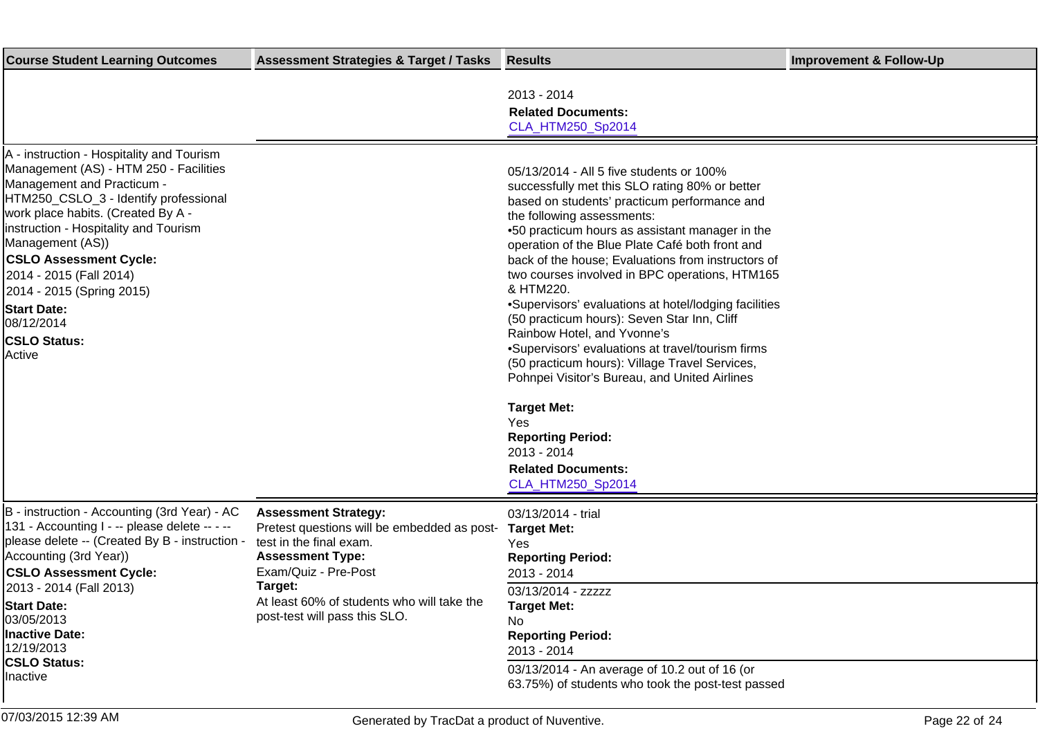| Course Student Learning Outcomes | Assessment Strategies & Target / Tasks | Results | Improvement & Follow-Up |
|---|---|---|---|
| | | 2013 - 2014<br>**Related Documents:**<br>CLA_HTM250_Sp2014 | |
| A - instruction - Hospitality and Tourism Management (AS) - HTM 250 - Facilities Management and Practicum - HTM250_CSLO_3 - Identify professional work place habits. (Created By A - instruction - Hospitality and Tourism Management (AS))<br>**CSLO Assessment Cycle:**<br>2014 - 2015 (Fall 2014)<br>2014 - 2015 (Spring 2015)<br>**Start Date:**<br>08/12/2014<br>**CSLO Status:**<br>Active | | 05/13/2014 - All 5 five students or 100% successfully met this SLO rating 80% or better based on students' practicum performance and the following assessments:<br>•50 practicum hours as assistant manager in the operation of the Blue Plate Café both front and back of the house; Evaluations from instructors of two courses involved in BPC operations, HTM165 & HTM220.<br>•Supervisors' evaluations at hotel/lodging facilities (50 practicum hours): Seven Star Inn, Cliff Rainbow Hotel, and Yvonne's<br>•Supervisors' evaluations at travel/tourism firms (50 practicum hours): Village Travel Services, Pohnpei Visitor's Bureau, and United Airlines<br><br>**Target Met:**<br>Yes<br>**Reporting Period:**<br>2013 - 2014<br>**Related Documents:**<br>CLA_HTM250_Sp2014 | |
| B - instruction - Accounting (3rd Year) - AC 131 - Accounting I - -- please delete -- - -- please delete -- (Created By B - instruction - Accounting (3rd Year))<br>**CSLO Assessment Cycle:**<br>2013 - 2014 (Fall 2013)<br>**Start Date:**<br>03/05/2013<br>**Inactive Date:**<br>12/19/2013<br>**CSLO Status:**<br>Inactive | **Assessment Strategy:**<br>Pretest questions will be embedded as post-test in the final exam.<br>**Assessment Type:**<br>Exam/Quiz - Pre-Post<br>**Target:**<br>At least 60% of students who will take the post-test will pass this SLO. | 03/13/2014 - trial<br>**Target Met:**<br>Yes<br>**Reporting Period:**<br>2013 - 2014 | |
| | | 03/13/2014 - zzzzz<br>**Target Met:**<br>No<br>**Reporting Period:**<br>2013 - 2014 | |
| | | 03/13/2014 - An average of 10.2 out of 16 (or 63.75%) of students who took the post-test passed | |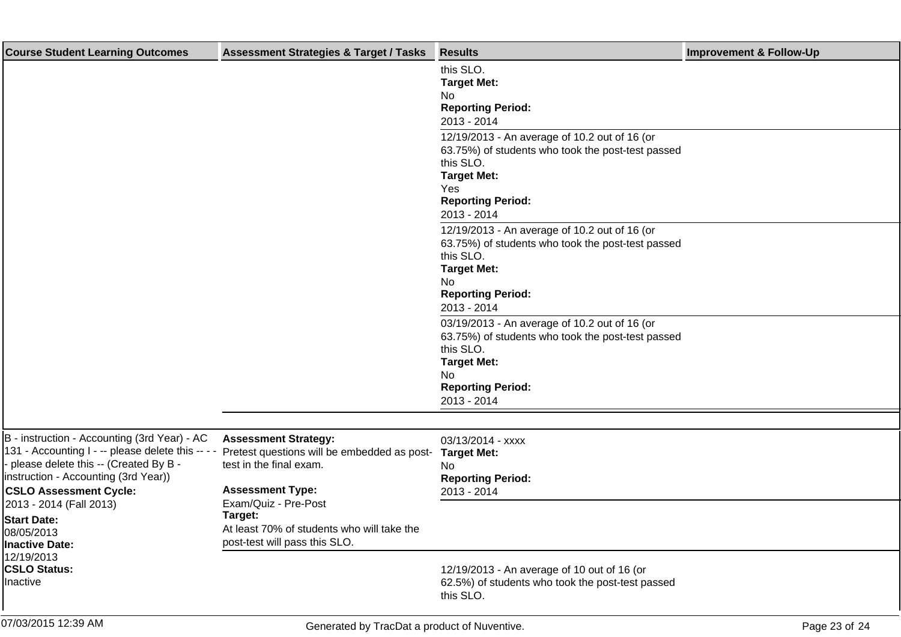| Course Student Learning Outcomes | Assessment Strategies & Target / Tasks | Results | Improvement & Follow-Up |
|---|---|---|---|
| | | this SLO.<br>**Target Met:**<br>No<br>**Reporting Period:**<br>2013 - 2014 | |
| | | 12/19/2013 - An average of 10.2 out of 16 (or 63.75%) of students who took the post-test passed this SLO.<br>**Target Met:**<br>Yes<br>**Reporting Period:**<br>2013 - 2014 | |
| | | 12/19/2013 - An average of 10.2 out of 16 (or 63.75%) of students who took the post-test passed this SLO.<br>**Target Met:**<br>No<br>**Reporting Period:**<br>2013 - 2014 | |
| | | 03/19/2013 - An average of 10.2 out of 16 (or 63.75%) of students who took the post-test passed this SLO.<br>**Target Met:**<br>No<br>**Reporting Period:**<br>2013 - 2014 | |
| B - instruction - Accounting (3rd Year) - AC 131 - Accounting I - -- please delete this -- - - - please delete this -- (Created By B - instruction - Accounting (3rd Year))<br>**CSLO Assessment Cycle:**<br>2013 - 2014 (Fall 2013)<br>**Start Date:**<br>08/05/2013<br>**Inactive Date:**<br>12/19/2013<br>**CSLO Status:**<br>Inactive | **Assessment Strategy:**<br>Pretest questions will be embedded as post-test in the final exam.<br><br>**Assessment Type:**<br>Exam/Quiz - Pre-Post<br>**Target:**<br>At least 70% of students who will take the post-test will pass this SLO. | 03/13/2014 - xxxx<br>**Target Met:**<br>No<br>**Reporting Period:**<br>2013 - 2014 | |
| | | 12/19/2013 - An average of 10 out of 16 (or 62.5%) of students who took the post-test passed this SLO. | |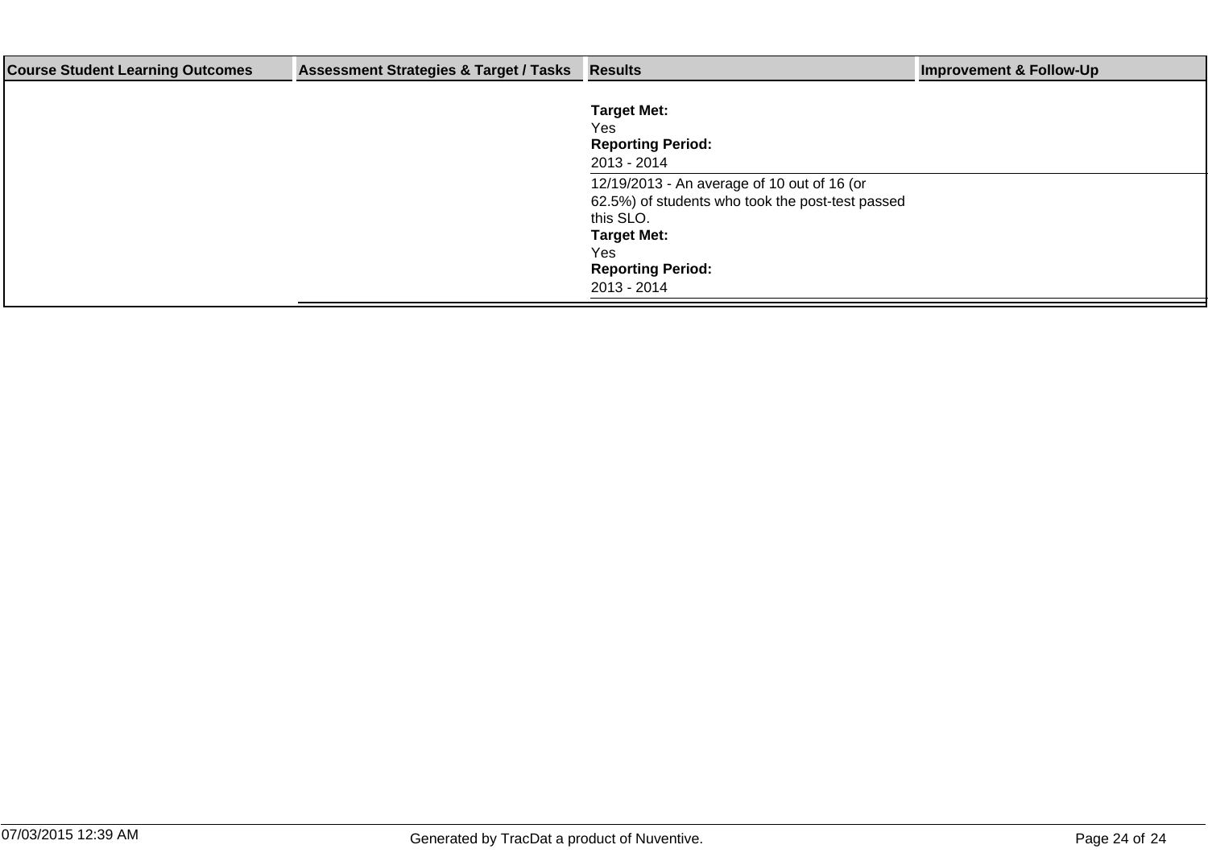| Course Student Learning Outcomes | Assessment Strategies & Target / Tasks | Results | Improvement & Follow-Up |
| --- | --- | --- | --- |
| | | **Target Met:** Yes **Reporting Period:** 2013 - 2014 | |
| | | 12/19/2013 - An average of 10 out of 16 (or 62.5%) of students who took the post-test passed this SLO. **Target Met:** Yes **Reporting Period:** 2013 - 2014 | |